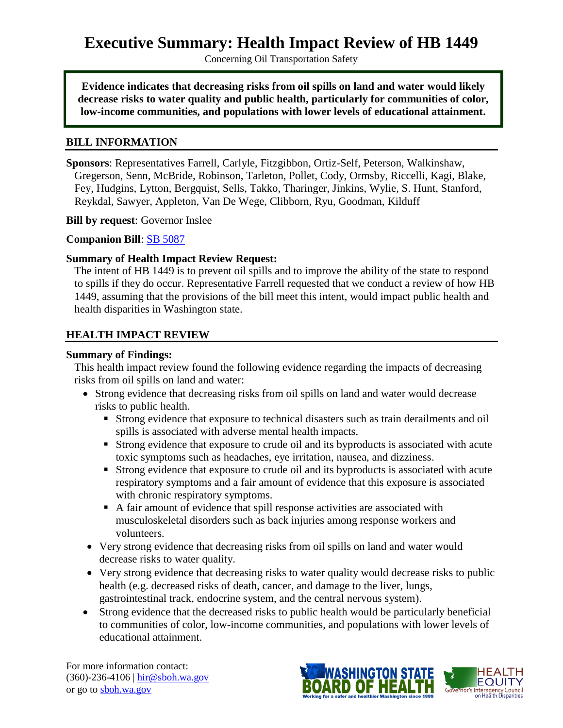# Executive Summary: Health Impact Review of HB 1449

Concerning Oil Transportation Safety

**Evidence indicates that decreasing risks from oil spills on land and water would likely decrease risks to water quality and public health, particularly for communities of color, low-income communities, and populations with lower levels of educational attainment.**

## BILL INFORMATION

**Sponsors**: Representatives Farrell, Carlyle, Fitzgibbon, Ortiz-Self, Peterson, Walkinshaw, Gregerson, Senn, McBride, Robinson, Tarleton, Pollet, Cody, Ormsby, Riccelli, Kagi, Blake, Fey, Hudgins, Lytton, Bergquist, Sells, Takko, Tharinger, Jinkins, Wylie, S. Hunt, Stanford, Reykdal, Sawyer, Appleton, Van De Wege, Clibborn, Ryu, Goodman, Kilduff

**Bill by request**: Governor Inslee

**Companion Bill**: SB 5087

**Summary of Health Impact Review Request:**

The intent of HB 1449 is to prevent oil spills and to improve the ability of the state to respond to spills if they do occur. Representative Farrell requested that we conduct a review of how HB 1449, assuming that the provisions of the bill meet this intent, would impact public health and health disparities in Washington state.

## HEALTH IMPACT REVIEW

**Summary of Findings:**

This health impact review found the following evidence regarding the impacts of decreasing risks from oil spills on land and water:

- Strong evidence that decreasing risks from oil spills on land and water would decrease risks to public health.
  - Strong evidence that exposure to technical disasters such as train derailments and oil spills is associated with adverse mental health impacts.
  - Strong evidence that exposure to crude oil and its byproducts is associated with acute toxic symptoms such as headaches, eye irritation, nausea, and dizziness.
  - Strong evidence that exposure to crude oil and its byproducts is associated with acute respiratory symptoms and a fair amount of evidence that this exposure is associated with chronic respiratory symptoms.
  - A fair amount of evidence that spill response activities are associated with musculoskeletal disorders such as back injuries among response workers and volunteers.
- Very strong evidence that decreasing risks from oil spills on land and water would decrease risks to water quality.
- Very strong evidence that decreasing risks to water quality would decrease risks to public health (e.g. decreased risks of death, cancer, and damage to the liver, lungs, gastrointestinal track, endocrine system, and the central nervous system).
- Strong evidence that the decreased risks to public health would be particularly beneficial to communities of color, low-income communities, and populations with lower levels of educational attainment.

For more information contact:
(360)-236-4106 | hir@sboh.wa.gov
or go to sboh.wa.gov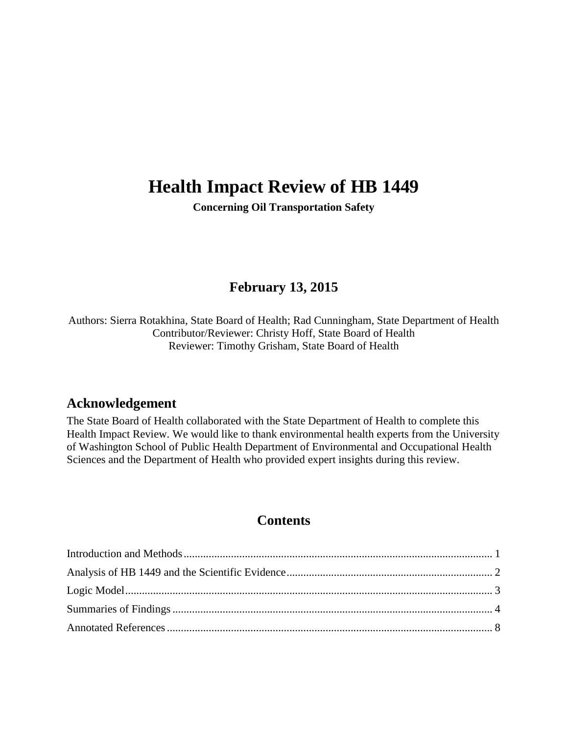# Health Impact Review of HB 1449

**Concerning Oil Transportation Safety**

## February 13, 2015

Authors: Sierra Rotakhina, State Board of Health; Rad Cunningham, State Department of Health
Contributor/Reviewer: Christy Hoff, State Board of Health
Reviewer: Timothy Grisham, State Board of Health

## Acknowledgement

The State Board of Health collaborated with the State Department of Health to complete this Health Impact Review. We would like to thank environmental health experts from the University of Washington School of Public Health Department of Environmental and Occupational Health Sciences and the Department of Health who provided expert insights during this review.

## Contents

Introduction and Methods .......... 1
Analysis of HB 1449 and the Scientific Evidence .......... 2
Logic Model .......... 3
Summaries of Findings .......... 4
Annotated References .......... 8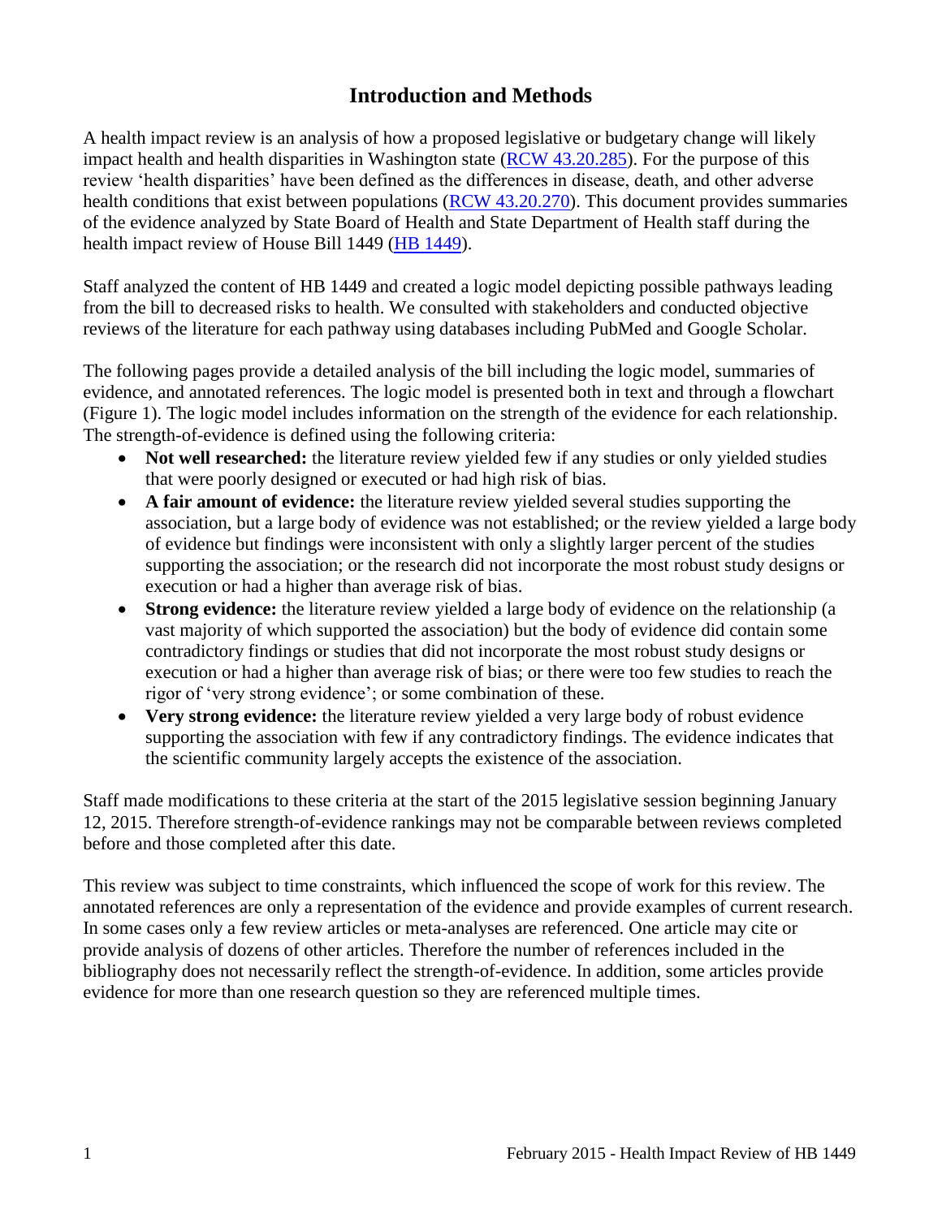# Introduction and Methods

A health impact review is an analysis of how a proposed legislative or budgetary change will likely impact health and health disparities in Washington state (RCW 43.20.285). For the purpose of this review 'health disparities' have been defined as the differences in disease, death, and other adverse health conditions that exist between populations (RCW 43.20.270). This document provides summaries of the evidence analyzed by State Board of Health and State Department of Health staff during the health impact review of House Bill 1449 (HB 1449).

Staff analyzed the content of HB 1449 and created a logic model depicting possible pathways leading from the bill to decreased risks to health. We consulted with stakeholders and conducted objective reviews of the literature for each pathway using databases including PubMed and Google Scholar.

The following pages provide a detailed analysis of the bill including the logic model, summaries of evidence, and annotated references. The logic model is presented both in text and through a flowchart (Figure 1). The logic model includes information on the strength of the evidence for each relationship. The strength-of-evidence is defined using the following criteria:

- **Not well researched:** the literature review yielded few if any studies or only yielded studies that were poorly designed or executed or had high risk of bias.
- **A fair amount of evidence:** the literature review yielded several studies supporting the association, but a large body of evidence was not established; or the review yielded a large body of evidence but findings were inconsistent with only a slightly larger percent of the studies supporting the association; or the research did not incorporate the most robust study designs or execution or had a higher than average risk of bias.
- **Strong evidence:** the literature review yielded a large body of evidence on the relationship (a vast majority of which supported the association) but the body of evidence did contain some contradictory findings or studies that did not incorporate the most robust study designs or execution or had a higher than average risk of bias; or there were too few studies to reach the rigor of 'very strong evidence'; or some combination of these.
- **Very strong evidence:** the literature review yielded a very large body of robust evidence supporting the association with few if any contradictory findings. The evidence indicates that the scientific community largely accepts the existence of the association.

Staff made modifications to these criteria at the start of the 2015 legislative session beginning January 12, 2015. Therefore strength-of-evidence rankings may not be comparable between reviews completed before and those completed after this date.

This review was subject to time constraints, which influenced the scope of work for this review. The annotated references are only a representation of the evidence and provide examples of current research. In some cases only a few review articles or meta-analyses are referenced. One article may cite or provide analysis of dozens of other articles. Therefore the number of references included in the bibliography does not necessarily reflect the strength-of-evidence. In addition, some articles provide evidence for more than one research question so they are referenced multiple times.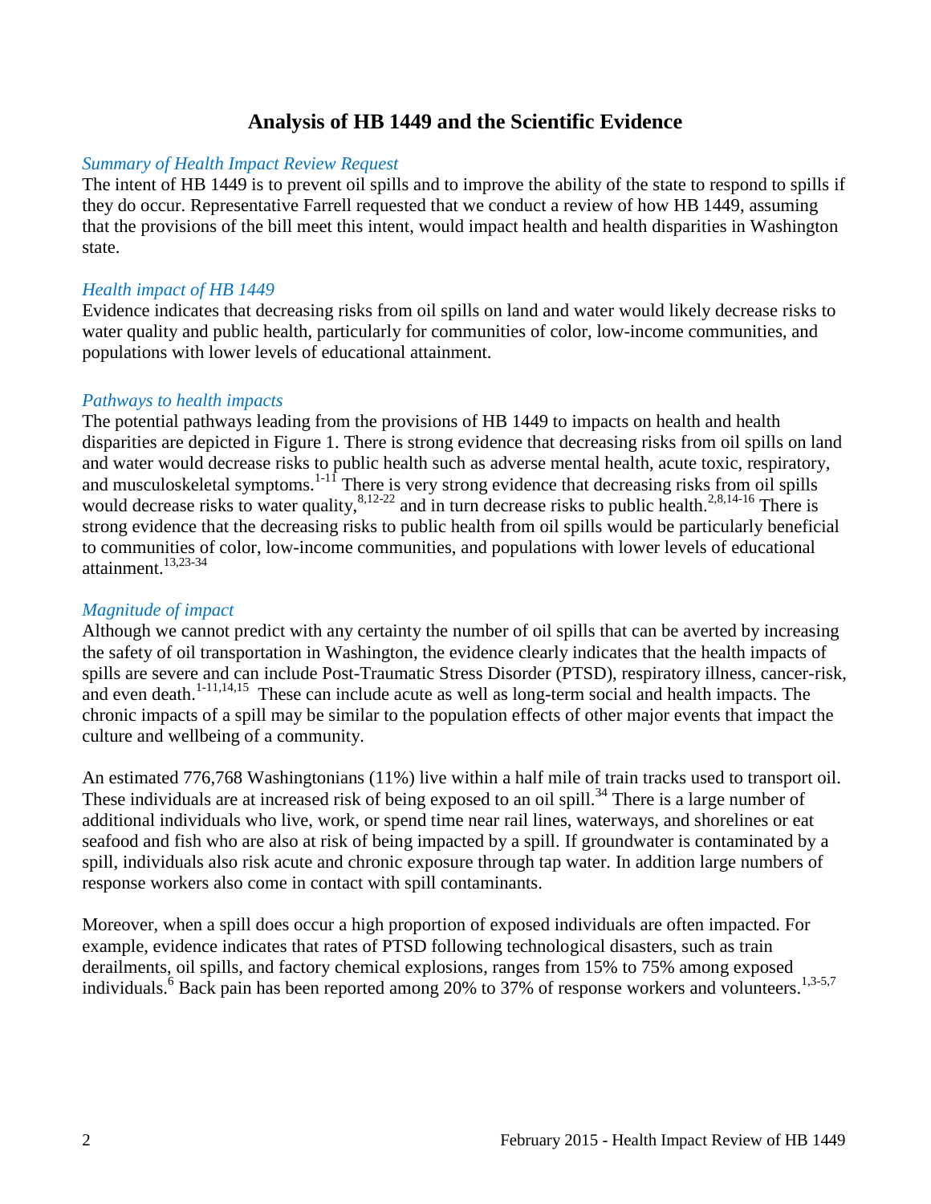# Analysis of HB 1449 and the Scientific Evidence

*Summary of Health Impact Review Request*

The intent of HB 1449 is to prevent oil spills and to improve the ability of the state to respond to spills if they do occur. Representative Farrell requested that we conduct a review of how HB 1449, assuming that the provisions of the bill meet this intent, would impact health and health disparities in Washington state.

*Health impact of HB 1449*

Evidence indicates that decreasing risks from oil spills on land and water would likely decrease risks to water quality and public health, particularly for communities of color, low-income communities, and populations with lower levels of educational attainment.

*Pathways to health impacts*

The potential pathways leading from the provisions of HB 1449 to impacts on health and health disparities are depicted in Figure 1. There is strong evidence that decreasing risks from oil spills on land and water would decrease risks to public health such as adverse mental health, acute toxic, respiratory, and musculoskeletal symptoms.[1-11] There is very strong evidence that decreasing risks from oil spills would decrease risks to water quality,[8,12-22] and in turn decrease risks to public health.[2,8,14-16] There is strong evidence that the decreasing risks to public health from oil spills would be particularly beneficial to communities of color, low-income communities, and populations with lower levels of educational attainment.[13,23-34]

*Magnitude of impact*

Although we cannot predict with any certainty the number of oil spills that can be averted by increasing the safety of oil transportation in Washington, the evidence clearly indicates that the health impacts of spills are severe and can include Post-Traumatic Stress Disorder (PTSD), respiratory illness, cancer-risk, and even death.[1-11,14,15] These can include acute as well as long-term social and health impacts. The chronic impacts of a spill may be similar to the population effects of other major events that impact the culture and wellbeing of a community.

An estimated 776,768 Washingtonians (11%) live within a half mile of train tracks used to transport oil. These individuals are at increased risk of being exposed to an oil spill.[34] There is a large number of additional individuals who live, work, or spend time near rail lines, waterways, and shorelines or eat seafood and fish who are also at risk of being impacted by a spill. If groundwater is contaminated by a spill, individuals also risk acute and chronic exposure through tap water. In addition large numbers of response workers also come in contact with spill contaminants.

Moreover, when a spill does occur a high proportion of exposed individuals are often impacted. For example, evidence indicates that rates of PTSD following technological disasters, such as train derailments, oil spills, and factory chemical explosions, ranges from 15% to 75% among exposed individuals.[6] Back pain has been reported among 20% to 37% of response workers and volunteers.[1,3-5,7]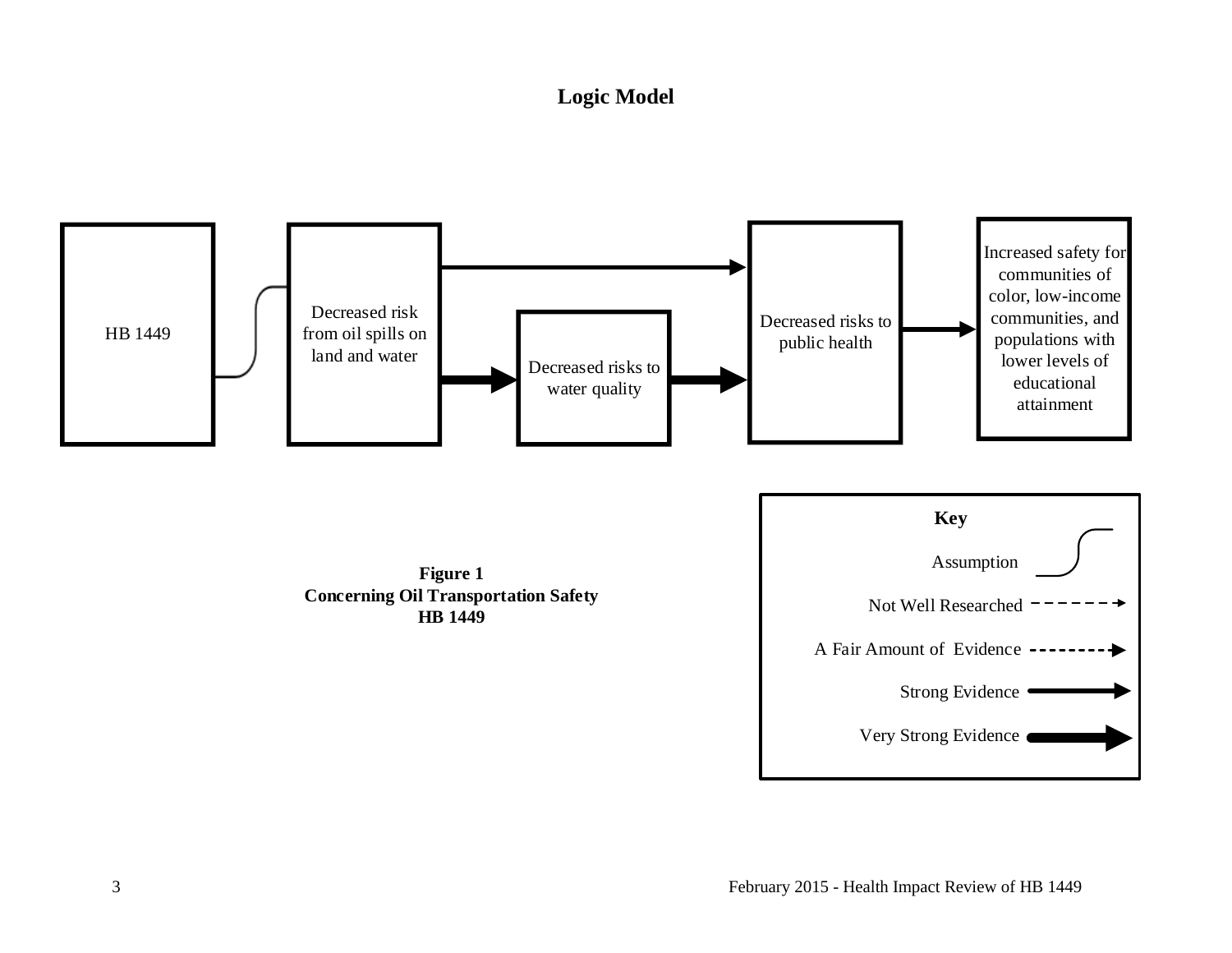## Logic Model

HB 1449

Decreased risk from oil spills on land and water

Decreased risks to water quality

Decreased risks to public health

Increased safety for communities of color, low-income communities, and populations with lower levels of educational attainment

**Key**

Assumption

Not Well Researched

A Fair Amount of Evidence

Strong Evidence

Very Strong Evidence

**Figure 1**
**Concerning Oil Transportation Safety**
**HB 1449**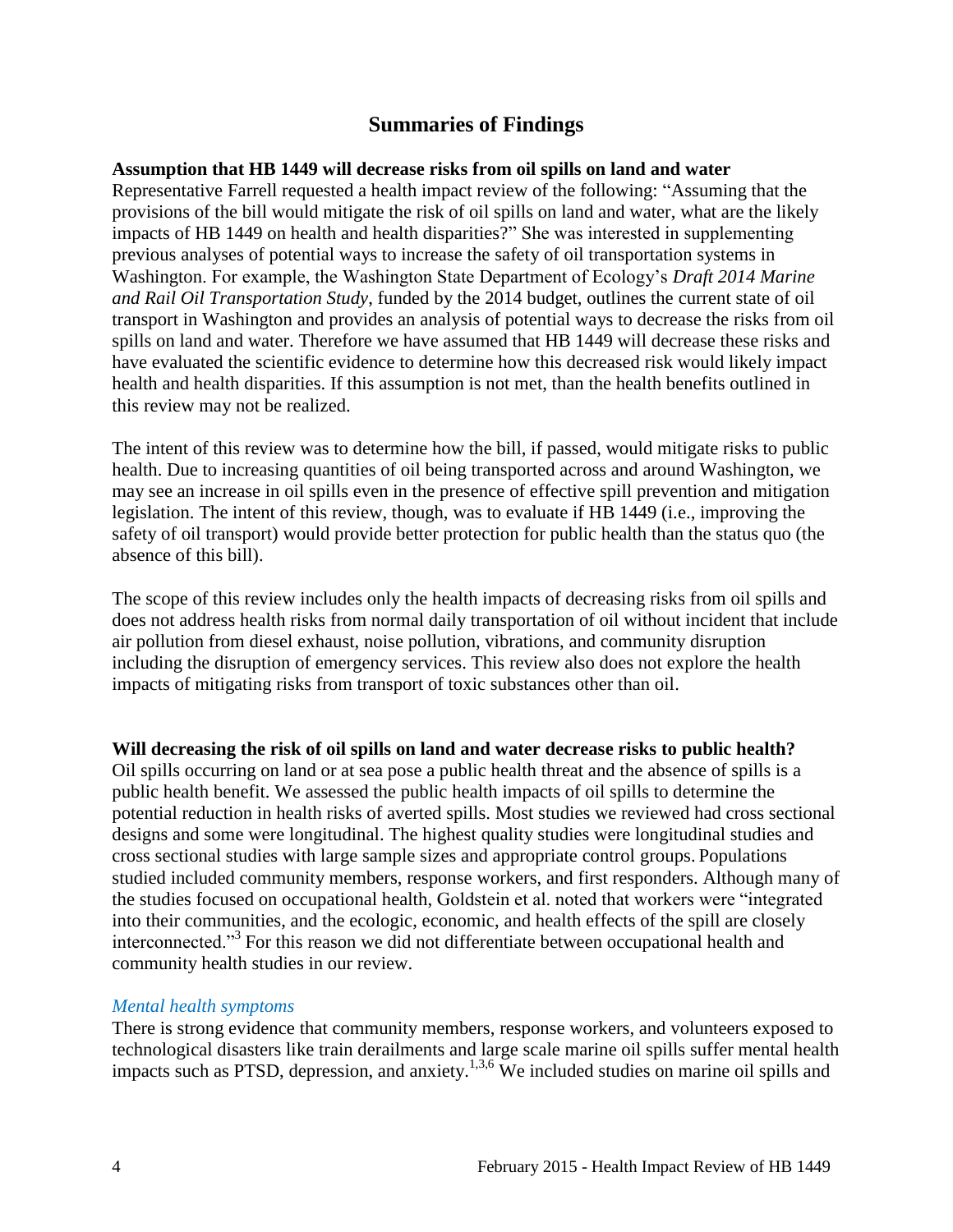## Summaries of Findings

**Assumption that HB 1449 will decrease risks from oil spills on land and water**

Representative Farrell requested a health impact review of the following: "Assuming that the provisions of the bill would mitigate the risk of oil spills on land and water, what are the likely impacts of HB 1449 on health and health disparities?" She was interested in supplementing previous analyses of potential ways to increase the safety of oil transportation systems in Washington. For example, the Washington State Department of Ecology's *Draft 2014 Marine and Rail Oil Transportation Study*, funded by the 2014 budget, outlines the current state of oil transport in Washington and provides an analysis of potential ways to decrease the risks from oil spills on land and water. Therefore we have assumed that HB 1449 will decrease these risks and have evaluated the scientific evidence to determine how this decreased risk would likely impact health and health disparities. If this assumption is not met, than the health benefits outlined in this review may not be realized.

The intent of this review was to determine how the bill, if passed, would mitigate risks to public health. Due to increasing quantities of oil being transported across and around Washington, we may see an increase in oil spills even in the presence of effective spill prevention and mitigation legislation. The intent of this review, though, was to evaluate if HB 1449 (i.e., improving the safety of oil transport) would provide better protection for public health than the status quo (the absence of this bill).

The scope of this review includes only the health impacts of decreasing risks from oil spills and does not address health risks from normal daily transportation of oil without incident that include air pollution from diesel exhaust, noise pollution, vibrations, and community disruption including the disruption of emergency services. This review also does not explore the health impacts of mitigating risks from transport of toxic substances other than oil.

**Will decreasing the risk of oil spills on land and water decrease risks to public health?**

Oil spills occurring on land or at sea pose a public health threat and the absence of spills is a public health benefit. We assessed the public health impacts of oil spills to determine the potential reduction in health risks of averted spills. Most studies we reviewed had cross sectional designs and some were longitudinal. The highest quality studies were longitudinal studies and cross sectional studies with large sample sizes and appropriate control groups. Populations studied included community members, response workers, and first responders. Although many of the studies focused on occupational health, Goldstein et al. noted that workers were "integrated into their communities, and the ecologic, economic, and health effects of the spill are closely interconnected."[3] For this reason we did not differentiate between occupational health and community health studies in our review.

### *Mental health symptoms*

There is strong evidence that community members, response workers, and volunteers exposed to technological disasters like train derailments and large scale marine oil spills suffer mental health impacts such as PTSD, depression, and anxiety.[1,3,6] We included studies on marine oil spills and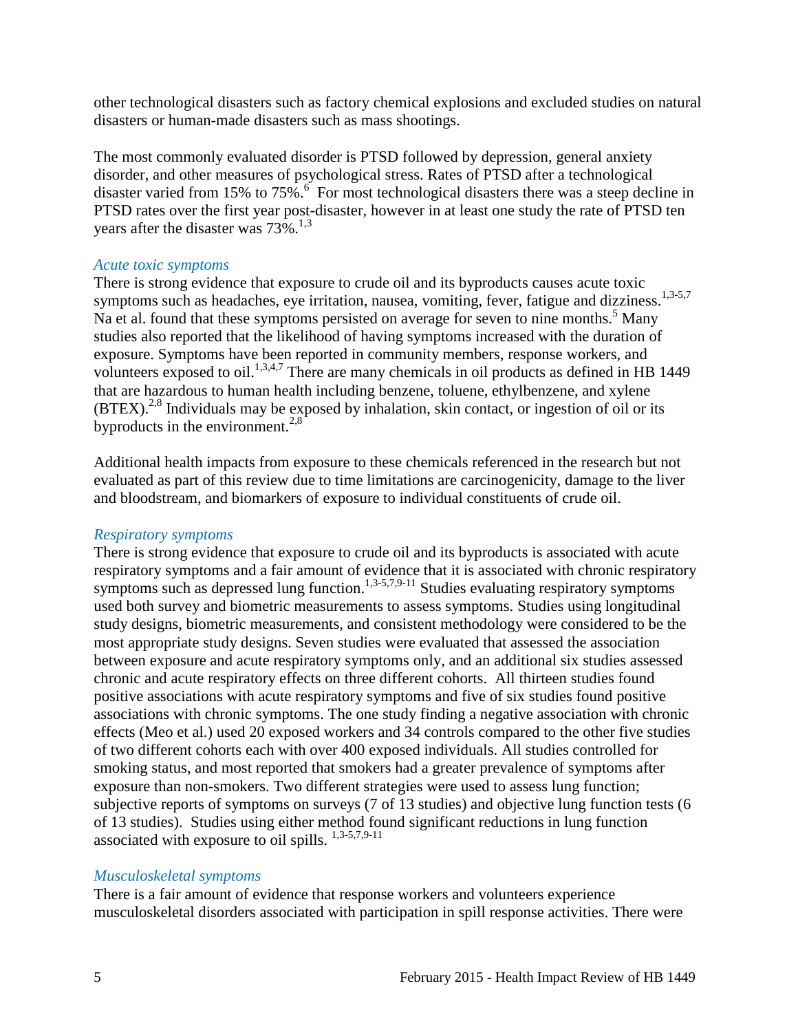other technological disasters such as factory chemical explosions and excluded studies on natural disasters or human-made disasters such as mass shootings.

The most commonly evaluated disorder is PTSD followed by depression, general anxiety disorder, and other measures of psychological stress. Rates of PTSD after a technological disaster varied from 15% to 75%.[6] For most technological disasters there was a steep decline in PTSD rates over the first year post-disaster, however in at least one study the rate of PTSD ten years after the disaster was 73%.[1,3]

### *Acute toxic symptoms*

There is strong evidence that exposure to crude oil and its byproducts causes acute toxic symptoms such as headaches, eye irritation, nausea, vomiting, fever, fatigue and dizziness.[1,3-5,7] Na et al. found that these symptoms persisted on average for seven to nine months.[5] Many studies also reported that the likelihood of having symptoms increased with the duration of exposure. Symptoms have been reported in community members, response workers, and volunteers exposed to oil.[1,3,4,7] There are many chemicals in oil products as defined in HB 1449 that are hazardous to human health including benzene, toluene, ethylbenzene, and xylene (BTEX).[2,8] Individuals may be exposed by inhalation, skin contact, or ingestion of oil or its byproducts in the environment.[2,8]

Additional health impacts from exposure to these chemicals referenced in the research but not evaluated as part of this review due to time limitations are carcinogenicity, damage to the liver and bloodstream, and biomarkers of exposure to individual constituents of crude oil.

### *Respiratory symptoms*

There is strong evidence that exposure to crude oil and its byproducts is associated with acute respiratory symptoms and a fair amount of evidence that it is associated with chronic respiratory symptoms such as depressed lung function.[1,3-5,7,9-11] Studies evaluating respiratory symptoms used both survey and biometric measurements to assess symptoms. Studies using longitudinal study designs, biometric measurements, and consistent methodology were considered to be the most appropriate study designs. Seven studies were evaluated that assessed the association between exposure and acute respiratory symptoms only, and an additional six studies assessed chronic and acute respiratory effects on three different cohorts. All thirteen studies found positive associations with acute respiratory symptoms and five of six studies found positive associations with chronic symptoms. The one study finding a negative association with chronic effects (Meo et al.) used 20 exposed workers and 34 controls compared to the other five studies of two different cohorts each with over 400 exposed individuals. All studies controlled for smoking status, and most reported that smokers had a greater prevalence of symptoms after exposure than non-smokers. Two different strategies were used to assess lung function; subjective reports of symptoms on surveys (7 of 13 studies) and objective lung function tests (6 of 13 studies). Studies using either method found significant reductions in lung function associated with exposure to oil spills.[1,3-5,7,9-11]

### *Musculoskeletal symptoms*

There is a fair amount of evidence that response workers and volunteers experience musculoskeletal disorders associated with participation in spill response activities. There were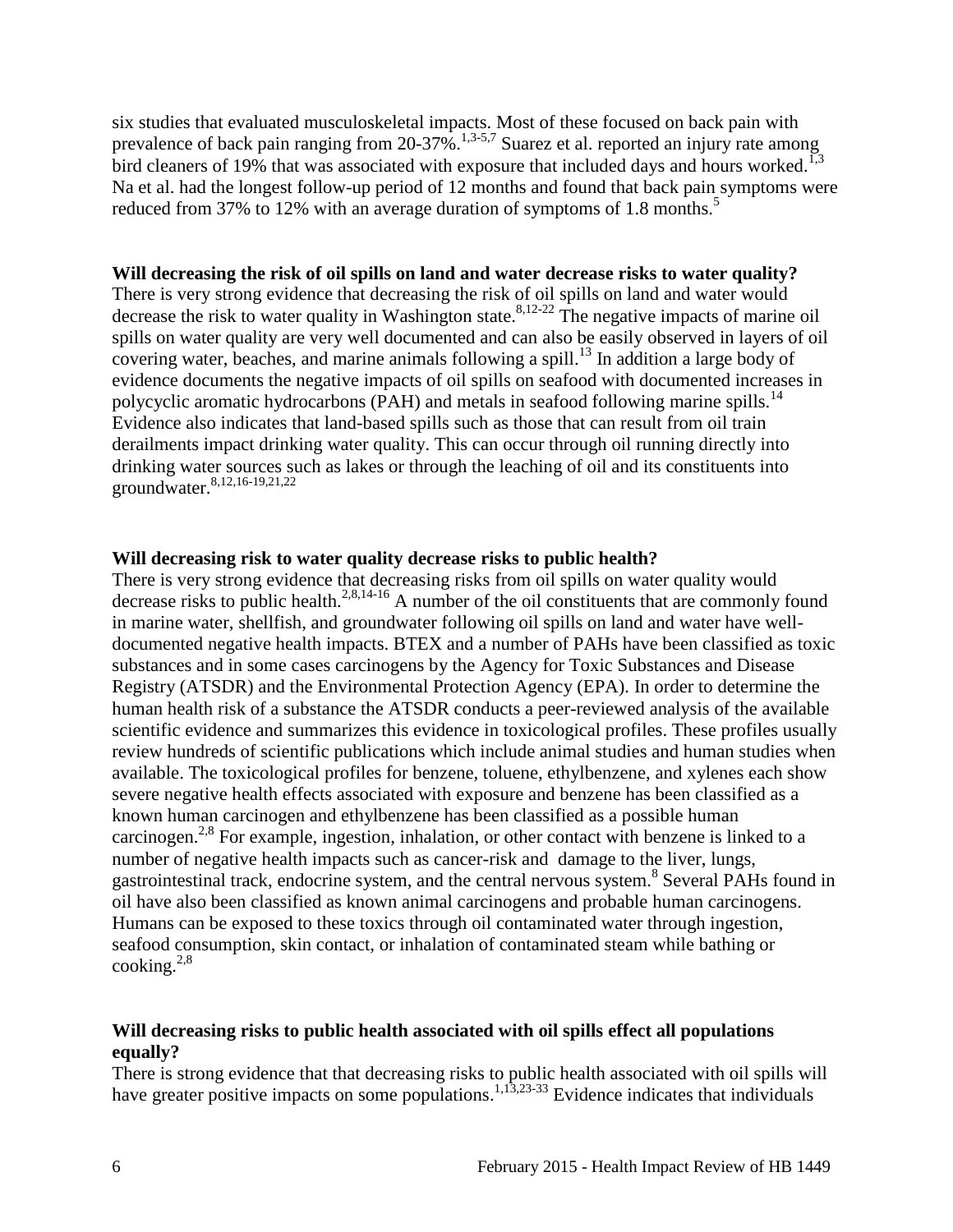six studies that evaluated musculoskeletal impacts. Most of these focused on back pain with prevalence of back pain ranging from 20-37%.[1,3-5,7] Suarez et al. reported an injury rate among bird cleaners of 19% that was associated with exposure that included days and hours worked.[1,3] Na et al. had the longest follow-up period of 12 months and found that back pain symptoms were reduced from 37% to 12% with an average duration of symptoms of 1.8 months.[5]

**Will decreasing the risk of oil spills on land and water decrease risks to water quality?**

There is very strong evidence that decreasing the risk of oil spills on land and water would decrease the risk to water quality in Washington state.[8,12-22] The negative impacts of marine oil spills on water quality are very well documented and can also be easily observed in layers of oil covering water, beaches, and marine animals following a spill.[13] In addition a large body of evidence documents the negative impacts of oil spills on seafood with documented increases in polycyclic aromatic hydrocarbons (PAH) and metals in seafood following marine spills.[14] Evidence also indicates that land-based spills such as those that can result from oil train derailments impact drinking water quality. This can occur through oil running directly into drinking water sources such as lakes or through the leaching of oil and its constituents into groundwater.[8,12,16-19,21,22]

**Will decreasing risk to water quality decrease risks to public health?**

There is very strong evidence that decreasing risks from oil spills on water quality would decrease risks to public health.[2,8,14-16] A number of the oil constituents that are commonly found in marine water, shellfish, and groundwater following oil spills on land and water have well-documented negative health impacts. BTEX and a number of PAHs have been classified as toxic substances and in some cases carcinogens by the Agency for Toxic Substances and Disease Registry (ATSDR) and the Environmental Protection Agency (EPA). In order to determine the human health risk of a substance the ATSDR conducts a peer-reviewed analysis of the available scientific evidence and summarizes this evidence in toxicological profiles. These profiles usually review hundreds of scientific publications which include animal studies and human studies when available. The toxicological profiles for benzene, toluene, ethylbenzene, and xylenes each show severe negative health effects associated with exposure and benzene has been classified as a known human carcinogen and ethylbenzene has been classified as a possible human carcinogen.[2,8] For example, ingestion, inhalation, or other contact with benzene is linked to a number of negative health impacts such as cancer-risk and damage to the liver, lungs, gastrointestinal track, endocrine system, and the central nervous system.[8] Several PAHs found in oil have also been classified as known animal carcinogens and probable human carcinogens. Humans can be exposed to these toxics through oil contaminated water through ingestion, seafood consumption, skin contact, or inhalation of contaminated steam while bathing or cooking.[2,8]

**Will decreasing risks to public health associated with oil spills effect all populations equally?**

There is strong evidence that that decreasing risks to public health associated with oil spills will have greater positive impacts on some populations.[1,13,23-33] Evidence indicates that individuals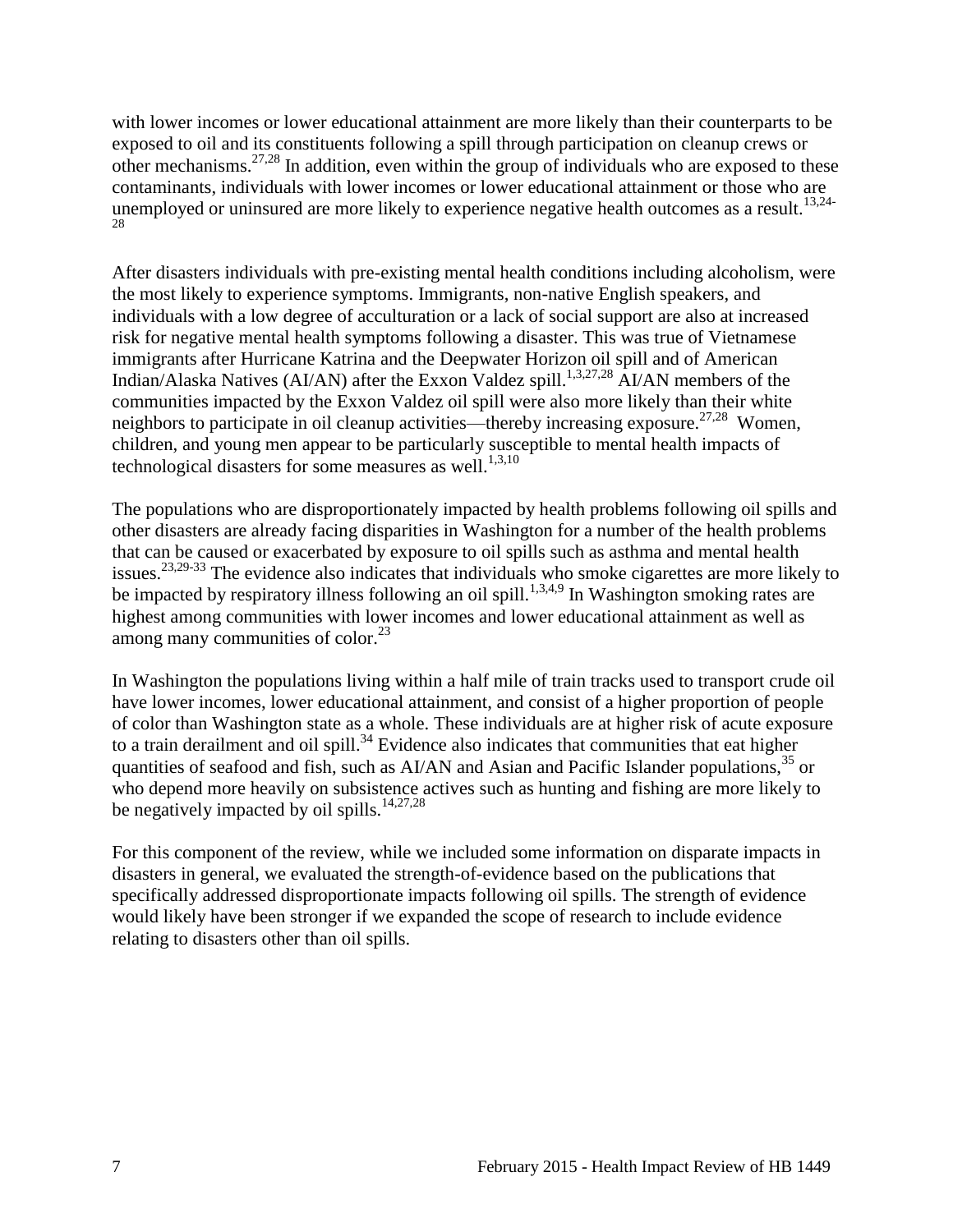with lower incomes or lower educational attainment are more likely than their counterparts to be exposed to oil and its constituents following a spill through participation on cleanup crews or other mechanisms.[27,28] In addition, even within the group of individuals who are exposed to these contaminants, individuals with lower incomes or lower educational attainment or those who are unemployed or uninsured are more likely to experience negative health outcomes as a result.[13,24-28]

After disasters individuals with pre-existing mental health conditions including alcoholism, were the most likely to experience symptoms. Immigrants, non-native English speakers, and individuals with a low degree of acculturation or a lack of social support are also at increased risk for negative mental health symptoms following a disaster. This was true of Vietnamese immigrants after Hurricane Katrina and the Deepwater Horizon oil spill and of American Indian/Alaska Natives (AI/AN) after the Exxon Valdez spill.[1,3,27,28] AI/AN members of the communities impacted by the Exxon Valdez oil spill were also more likely than their white neighbors to participate in oil cleanup activities—thereby increasing exposure.[27,28] Women, children, and young men appear to be particularly susceptible to mental health impacts of technological disasters for some measures as well.[1,3,10]

The populations who are disproportionately impacted by health problems following oil spills and other disasters are already facing disparities in Washington for a number of the health problems that can be caused or exacerbated by exposure to oil spills such as asthma and mental health issues.[23,29-33] The evidence also indicates that individuals who smoke cigarettes are more likely to be impacted by respiratory illness following an oil spill.[1,3,4,9] In Washington smoking rates are highest among communities with lower incomes and lower educational attainment as well as among many communities of color.[23]

In Washington the populations living within a half mile of train tracks used to transport crude oil have lower incomes, lower educational attainment, and consist of a higher proportion of people of color than Washington state as a whole. These individuals are at higher risk of acute exposure to a train derailment and oil spill.[34] Evidence also indicates that communities that eat higher quantities of seafood and fish, such as AI/AN and Asian and Pacific Islander populations,[35] or who depend more heavily on subsistence actives such as hunting and fishing are more likely to be negatively impacted by oil spills.[14,27,28]

For this component of the review, while we included some information on disparate impacts in disasters in general, we evaluated the strength-of-evidence based on the publications that specifically addressed disproportionate impacts following oil spills. The strength of evidence would likely have been stronger if we expanded the scope of research to include evidence relating to disasters other than oil spills.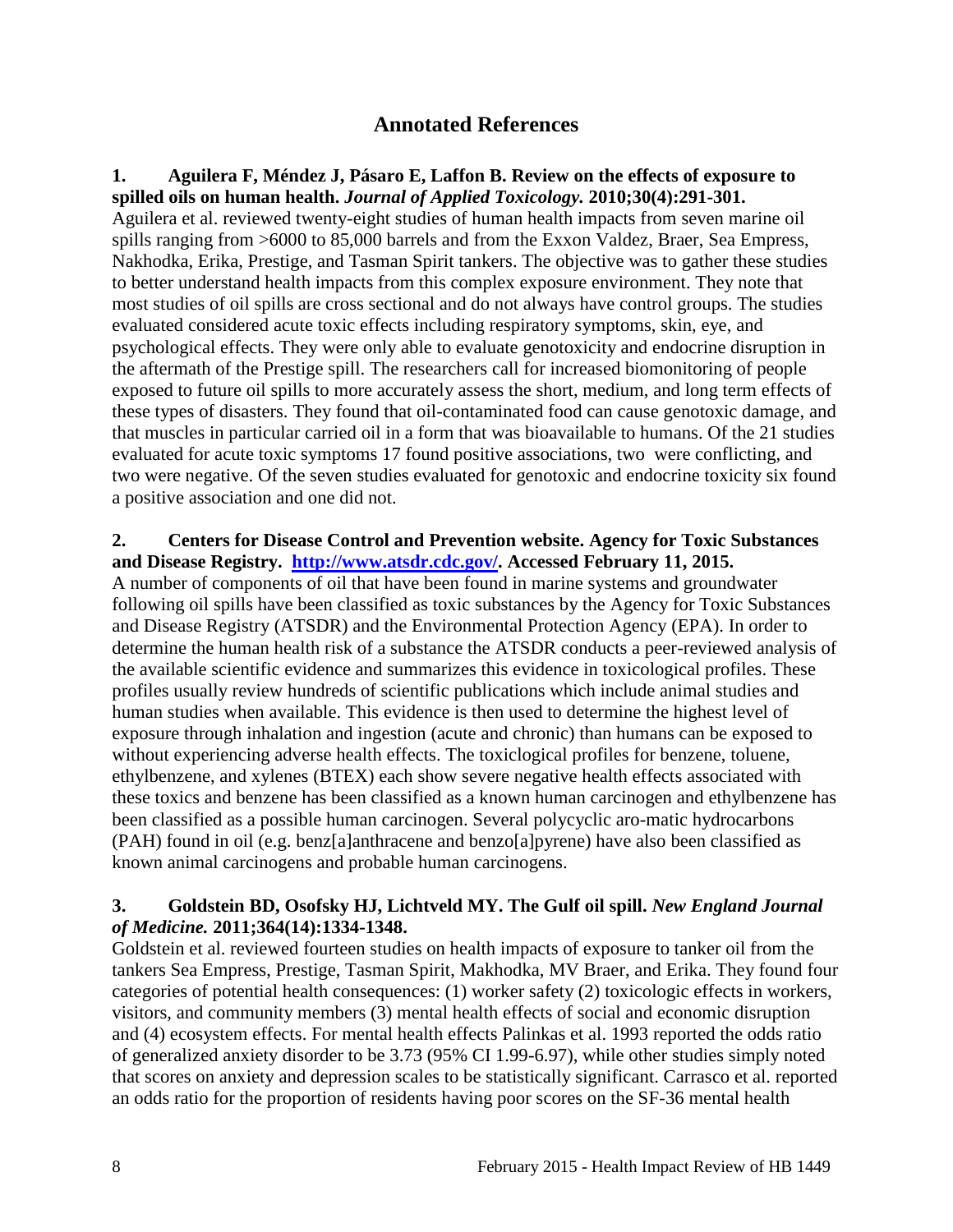## Annotated References

**1. Aguilera F, Méndez J, Pásaro E, Laffon B. Review on the effects of exposure to spilled oils on human health.** ***Journal of Applied Toxicology.*** **2010;30(4):291-301.**
Aguilera et al. reviewed twenty-eight studies of human health impacts from seven marine oil spills ranging from >6000 to 85,000 barrels and from the Exxon Valdez, Braer, Sea Empress, Nakhodka, Erika, Prestige, and Tasman Spirit tankers. The objective was to gather these studies to better understand health impacts from this complex exposure environment. They note that most studies of oil spills are cross sectional and do not always have control groups. The studies evaluated considered acute toxic effects including respiratory symptoms, skin, eye, and psychological effects. They were only able to evaluate genotoxicity and endocrine disruption in the aftermath of the Prestige spill. The researchers call for increased biomonitoring of people exposed to future oil spills to more accurately assess the short, medium, and long term effects of these types of disasters. They found that oil-contaminated food can cause genotoxic damage, and that muscles in particular carried oil in a form that was bioavailable to humans. Of the 21 studies evaluated for acute toxic symptoms 17 found positive associations, two were conflicting, and two were negative. Of the seven studies evaluated for genotoxic and endocrine toxicity six found a positive association and one did not.

**2. Centers for Disease Control and Prevention website. Agency for Toxic Substances and Disease Registry. [http://www.atsdr.cdc.gov/](http://www.atsdr.cdc.gov/). Accessed February 11, 2015.**
A number of components of oil that have been found in marine systems and groundwater following oil spills have been classified as toxic substances by the Agency for Toxic Substances and Disease Registry (ATSDR) and the Environmental Protection Agency (EPA). In order to determine the human health risk of a substance the ATSDR conducts a peer-reviewed analysis of the available scientific evidence and summarizes this evidence in toxicological profiles. These profiles usually review hundreds of scientific publications which include animal studies and human studies when available. This evidence is then used to determine the highest level of exposure through inhalation and ingestion (acute and chronic) than humans can be exposed to without experiencing adverse health effects. The toxiclogical profiles for benzene, toluene, ethylbenzene, and xylenes (BTEX) each show severe negative health effects associated with these toxics and benzene has been classified as a known human carcinogen and ethylbenzene has been classified as a possible human carcinogen. Several polycyclic aro-matic hydrocarbons (PAH) found in oil (e.g. benz[a]anthracene and benzo[a]pyrene) have also been classified as known animal carcinogens and probable human carcinogens.

**3. Goldstein BD, Osofsky HJ, Lichtveld MY. The Gulf oil spill.** ***New England Journal of Medicine.*** **2011;364(14):1334-1348.**
Goldstein et al. reviewed fourteen studies on health impacts of exposure to tanker oil from the tankers Sea Empress, Prestige, Tasman Spirit, Makhodka, MV Braer, and Erika. They found four categories of potential health consequences: (1) worker safety (2) toxicologic effects in workers, visitors, and community members (3) mental health effects of social and economic disruption and (4) ecosystem effects. For mental health effects Palinkas et al. 1993 reported the odds ratio of generalized anxiety disorder to be 3.73 (95% CI 1.99-6.97), while other studies simply noted that scores on anxiety and depression scales to be statistically significant. Carrasco et al. reported an odds ratio for the proportion of residents having poor scores on the SF-36 mental health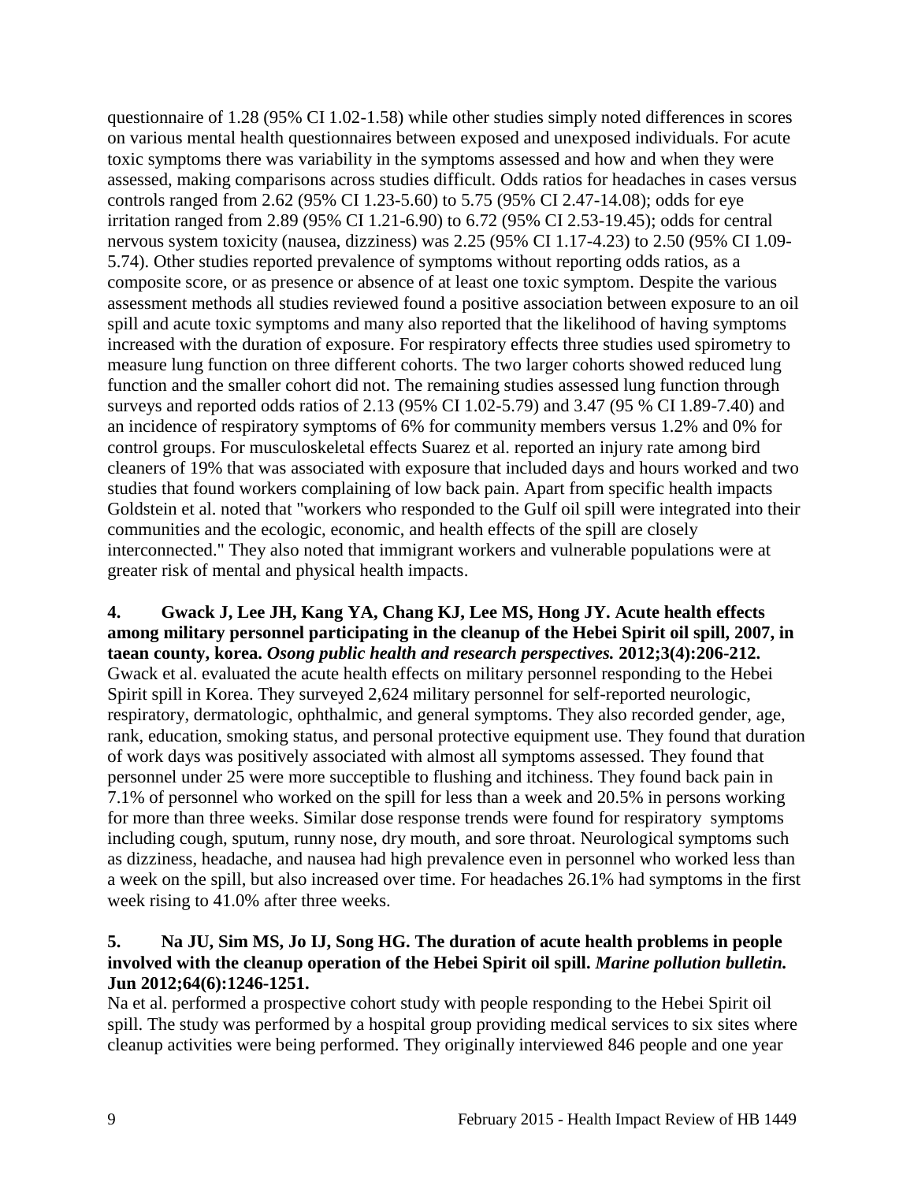questionnaire of 1.28 (95% CI 1.02-1.58) while other studies simply noted differences in scores on various mental health questionnaires between exposed and unexposed individuals. For acute toxic symptoms there was variability in the symptoms assessed and how and when they were assessed, making comparisons across studies difficult. Odds ratios for headaches in cases versus controls ranged from 2.62 (95% CI 1.23-5.60) to 5.75 (95% CI 2.47-14.08); odds for eye irritation ranged from 2.89 (95% CI 1.21-6.90) to 6.72 (95% CI 2.53-19.45); odds for central nervous system toxicity (nausea, dizziness) was 2.25 (95% CI 1.17-4.23) to 2.50 (95% CI 1.09-5.74). Other studies reported prevalence of symptoms without reporting odds ratios, as a composite score, or as presence or absence of at least one toxic symptom. Despite the various assessment methods all studies reviewed found a positive association between exposure to an oil spill and acute toxic symptoms and many also reported that the likelihood of having symptoms increased with the duration of exposure. For respiratory effects three studies used spirometry to measure lung function on three different cohorts. The two larger cohorts showed reduced lung function and the smaller cohort did not. The remaining studies assessed lung function through surveys and reported odds ratios of 2.13 (95% CI 1.02-5.79) and 3.47 (95 % CI 1.89-7.40) and an incidence of respiratory symptoms of 6% for community members versus 1.2% and 0% for control groups. For musculoskeletal effects Suarez et al. reported an injury rate among bird cleaners of 19% that was associated with exposure that included days and hours worked and two studies that found workers complaining of low back pain. Apart from specific health impacts Goldstein et al. noted that "workers who responded to the Gulf oil spill were integrated into their communities and the ecologic, economic, and health effects of the spill are closely interconnected." They also noted that immigrant workers and vulnerable populations were at greater risk of mental and physical health impacts.

**4. Gwack J, Lee JH, Kang YA, Chang KJ, Lee MS, Hong JY. Acute health effects among military personnel participating in the cleanup of the Hebei Spirit oil spill, 2007, in taean county, korea.** ***Osong public health and research perspectives.*** **2012;3(4):206-212.**
Gwack et al. evaluated the acute health effects on military personnel responding to the Hebei Spirit spill in Korea. They surveyed 2,624 military personnel for self-reported neurologic, respiratory, dermatologic, ophthalmic, and general symptoms. They also recorded gender, age, rank, education, smoking status, and personal protective equipment use. They found that duration of work days was positively associated with almost all symptoms assessed. They found that personnel under 25 were more succeptible to flushing and itchiness. They found back pain in 7.1% of personnel who worked on the spill for less than a week and 20.5% in persons working for more than three weeks. Similar dose response trends were found for respiratory symptoms including cough, sputum, runny nose, dry mouth, and sore throat. Neurological symptoms such as dizziness, headache, and nausea had high prevalence even in personnel who worked less than a week on the spill, but also increased over time. For headaches 26.1% had symptoms in the first week rising to 41.0% after three weeks.

**5. Na JU, Sim MS, Jo IJ, Song HG. The duration of acute health problems in people involved with the cleanup operation of the Hebei Spirit oil spill.** ***Marine pollution bulletin.*** **Jun 2012;64(6):1246-1251.**
Na et al. performed a prospective cohort study with people responding to the Hebei Spirit oil spill. The study was performed by a hospital group providing medical services to six sites where cleanup activities were being performed. They originally interviewed 846 people and one year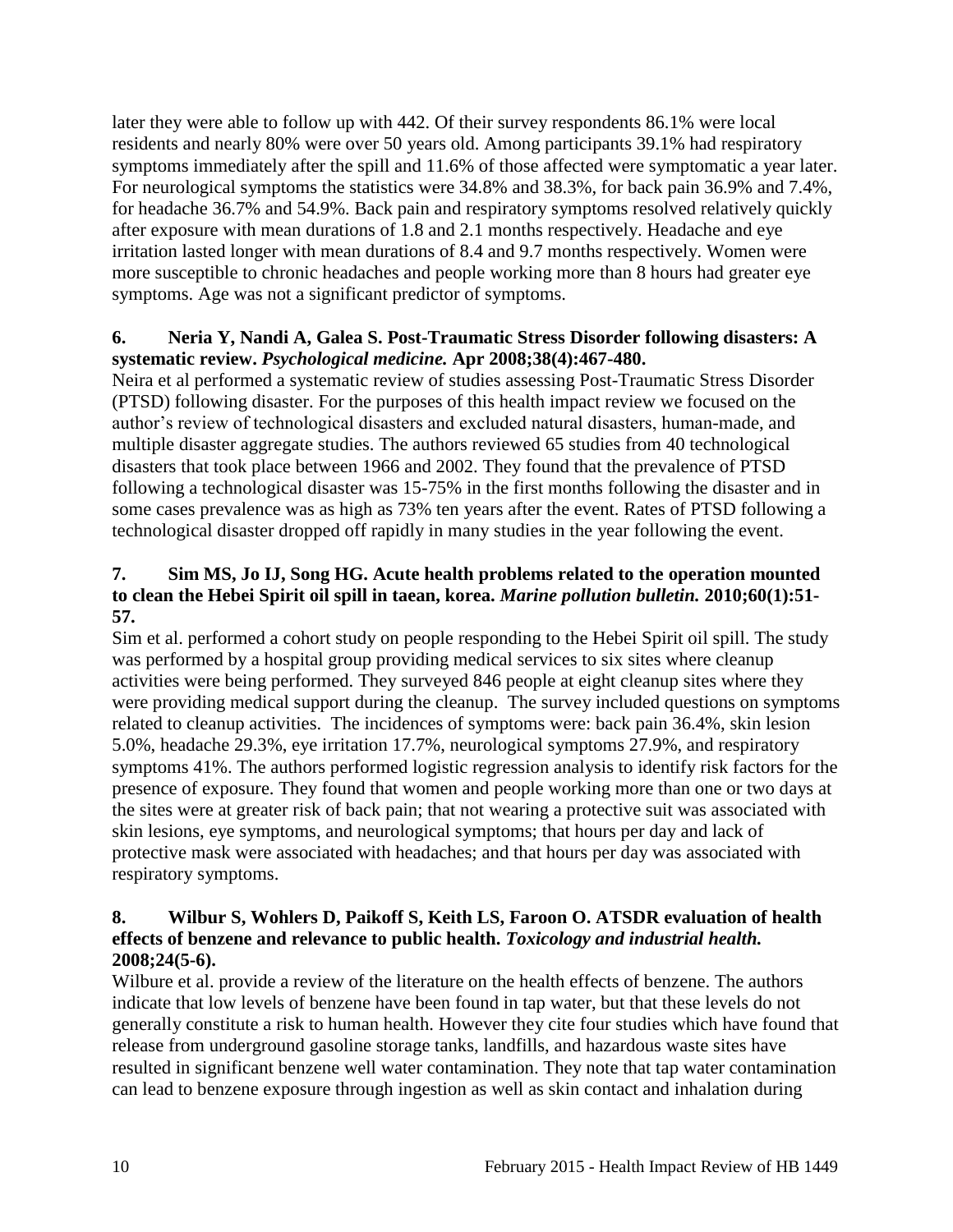later they were able to follow up with 442. Of their survey respondents 86.1% were local residents and nearly 80% were over 50 years old. Among participants 39.1% had respiratory symptoms immediately after the spill and 11.6% of those affected were symptomatic a year later. For neurological symptoms the statistics were 34.8% and 38.3%, for back pain 36.9% and 7.4%, for headache 36.7% and 54.9%. Back pain and respiratory symptoms resolved relatively quickly after exposure with mean durations of 1.8 and 2.1 months respectively. Headache and eye irritation lasted longer with mean durations of 8.4 and 9.7 months respectively. Women were more susceptible to chronic headaches and people working more than 8 hours had greater eye symptoms. Age was not a significant predictor of symptoms.

**6. Neria Y, Nandi A, Galea S. Post-Traumatic Stress Disorder following disasters: A systematic review. *Psychological medicine.* Apr 2008;38(4):467-480.**

Neira et al performed a systematic review of studies assessing Post-Traumatic Stress Disorder (PTSD) following disaster. For the purposes of this health impact review we focused on the author's review of technological disasters and excluded natural disasters, human-made, and multiple disaster aggregate studies. The authors reviewed 65 studies from 40 technological disasters that took place between 1966 and 2002. They found that the prevalence of PTSD following a technological disaster was 15-75% in the first months following the disaster and in some cases prevalence was as high as 73% ten years after the event. Rates of PTSD following a technological disaster dropped off rapidly in many studies in the year following the event.

**7. Sim MS, Jo IJ, Song HG. Acute health problems related to the operation mounted to clean the Hebei Spirit oil spill in taean, korea. *Marine pollution bulletin.* 2010;60(1):51-57.**

Sim et al. performed a cohort study on people responding to the Hebei Spirit oil spill. The study was performed by a hospital group providing medical services to six sites where cleanup activities were being performed. They surveyed 846 people at eight cleanup sites where they were providing medical support during the cleanup. The survey included questions on symptoms related to cleanup activities. The incidences of symptoms were: back pain 36.4%, skin lesion 5.0%, headache 29.3%, eye irritation 17.7%, neurological symptoms 27.9%, and respiratory symptoms 41%. The authors performed logistic regression analysis to identify risk factors for the presence of exposure. They found that women and people working more than one or two days at the sites were at greater risk of back pain; that not wearing a protective suit was associated with skin lesions, eye symptoms, and neurological symptoms; that hours per day and lack of protective mask were associated with headaches; and that hours per day was associated with respiratory symptoms.

**8. Wilbur S, Wohlers D, Paikoff S, Keith LS, Faroon O. ATSDR evaluation of health effects of benzene and relevance to public health. *Toxicology and industrial health.* 2008;24(5-6).**

Wilbure et al. provide a review of the literature on the health effects of benzene. The authors indicate that low levels of benzene have been found in tap water, but that these levels do not generally constitute a risk to human health. However they cite four studies which have found that release from underground gasoline storage tanks, landfills, and hazardous waste sites have resulted in significant benzene well water contamination. They note that tap water contamination can lead to benzene exposure through ingestion as well as skin contact and inhalation during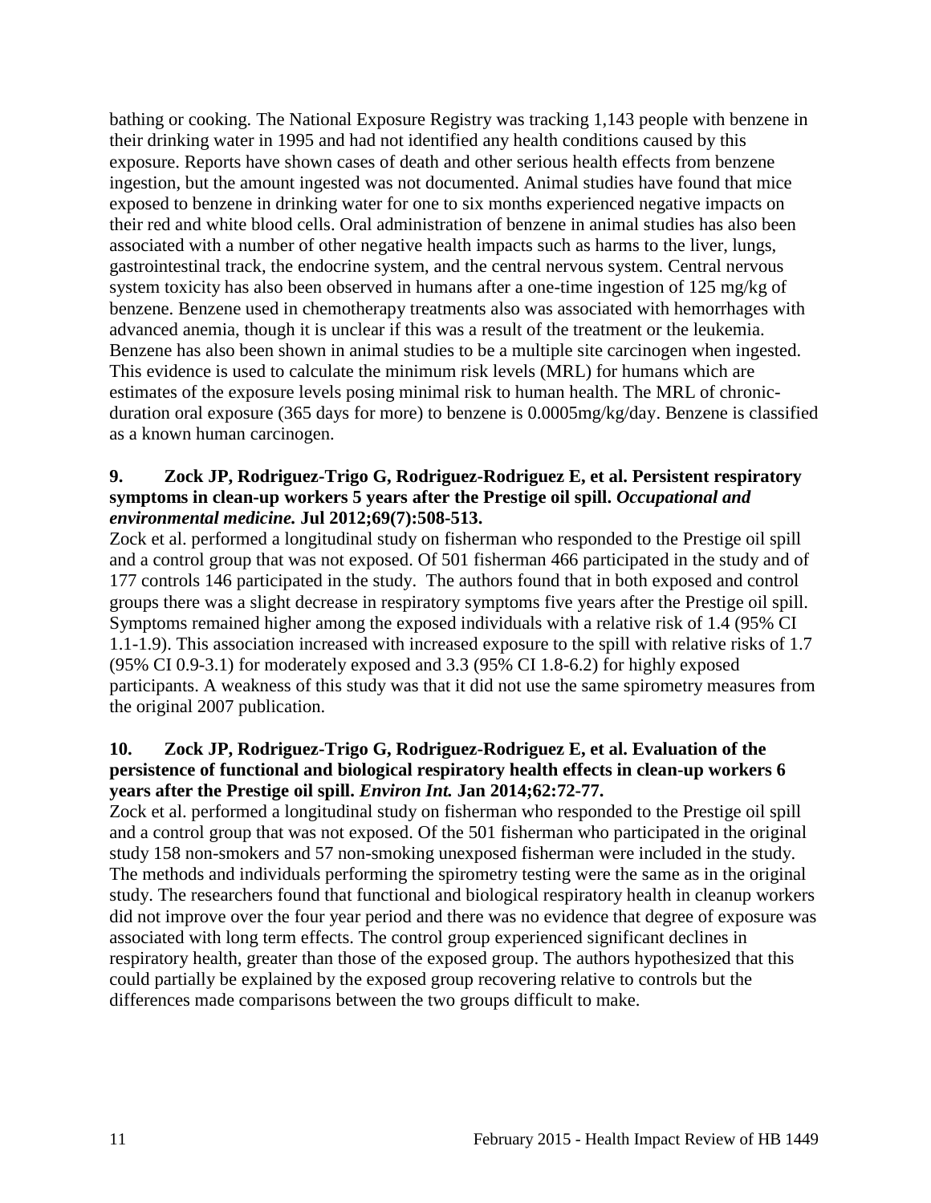bathing or cooking. The National Exposure Registry was tracking 1,143 people with benzene in their drinking water in 1995 and had not identified any health conditions caused by this exposure. Reports have shown cases of death and other serious health effects from benzene ingestion, but the amount ingested was not documented. Animal studies have found that mice exposed to benzene in drinking water for one to six months experienced negative impacts on their red and white blood cells. Oral administration of benzene in animal studies has also been associated with a number of other negative health impacts such as harms to the liver, lungs, gastrointestinal track, the endocrine system, and the central nervous system. Central nervous system toxicity has also been observed in humans after a one-time ingestion of 125 mg/kg of benzene. Benzene used in chemotherapy treatments also was associated with hemorrhages with advanced anemia, though it is unclear if this was a result of the treatment or the leukemia. Benzene has also been shown in animal studies to be a multiple site carcinogen when ingested. This evidence is used to calculate the minimum risk levels (MRL) for humans which are estimates of the exposure levels posing minimal risk to human health. The MRL of chronic-duration oral exposure (365 days for more) to benzene is 0.0005mg/kg/day. Benzene is classified as a known human carcinogen.

**9. Zock JP, Rodriguez-Trigo G, Rodriguez-Rodriguez E, et al. Persistent respiratory symptoms in clean-up workers 5 years after the Prestige oil spill. *Occupational and environmental medicine.* Jul 2012;69(7):508-513.**

Zock et al. performed a longitudinal study on fisherman who responded to the Prestige oil spill and a control group that was not exposed. Of 501 fisherman 466 participated in the study and of 177 controls 146 participated in the study. The authors found that in both exposed and control groups there was a slight decrease in respiratory symptoms five years after the Prestige oil spill. Symptoms remained higher among the exposed individuals with a relative risk of 1.4 (95% CI 1.1-1.9). This association increased with increased exposure to the spill with relative risks of 1.7 (95% CI 0.9-3.1) for moderately exposed and 3.3 (95% CI 1.8-6.2) for highly exposed participants. A weakness of this study was that it did not use the same spirometry measures from the original 2007 publication.

**10. Zock JP, Rodriguez-Trigo G, Rodriguez-Rodriguez E, et al. Evaluation of the persistence of functional and biological respiratory health effects in clean-up workers 6 years after the Prestige oil spill. *Environ Int.* Jan 2014;62:72-77.**

Zock et al. performed a longitudinal study on fisherman who responded to the Prestige oil spill and a control group that was not exposed. Of the 501 fisherman who participated in the original study 158 non-smokers and 57 non-smoking unexposed fisherman were included in the study. The methods and individuals performing the spirometry testing were the same as in the original study. The researchers found that functional and biological respiratory health in cleanup workers did not improve over the four year period and there was no evidence that degree of exposure was associated with long term effects. The control group experienced significant declines in respiratory health, greater than those of the exposed group. The authors hypothesized that this could partially be explained by the exposed group recovering relative to controls but the differences made comparisons between the two groups difficult to make.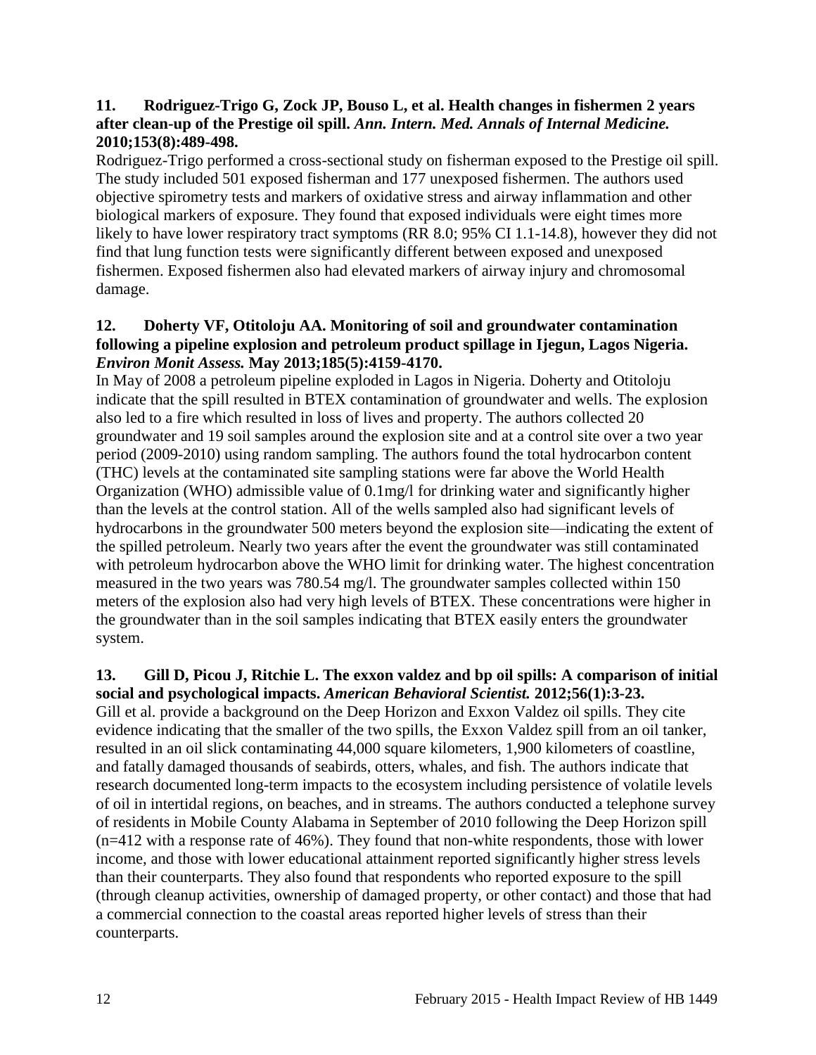**11. Rodriguez-Trigo G, Zock JP, Bouso L, et al. Health changes in fishermen 2 years after clean-up of the Prestige oil spill.** ***Ann. Intern. Med. Annals of Internal Medicine.*** **2010;153(8):489-498.**

Rodriguez-Trigo performed a cross-sectional study on fisherman exposed to the Prestige oil spill. The study included 501 exposed fisherman and 177 unexposed fishermen. The authors used objective spirometry tests and markers of oxidative stress and airway inflammation and other biological markers of exposure. They found that exposed individuals were eight times more likely to have lower respiratory tract symptoms (RR 8.0; 95% CI 1.1-14.8), however they did not find that lung function tests were significantly different between exposed and unexposed fishermen. Exposed fishermen also had elevated markers of airway injury and chromosomal damage.

**12. Doherty VF, Otitoloju AA. Monitoring of soil and groundwater contamination following a pipeline explosion and petroleum product spillage in Ijegun, Lagos Nigeria.** ***Environ Monit Assess.*** **May 2013;185(5):4159-4170.**

In May of 2008 a petroleum pipeline exploded in Lagos in Nigeria. Doherty and Otitoloju indicate that the spill resulted in BTEX contamination of groundwater and wells. The explosion also led to a fire which resulted in loss of lives and property. The authors collected 20 groundwater and 19 soil samples around the explosion site and at a control site over a two year period (2009-2010) using random sampling. The authors found the total hydrocarbon content (THC) levels at the contaminated site sampling stations were far above the World Health Organization (WHO) admissible value of 0.1mg/l for drinking water and significantly higher than the levels at the control station. All of the wells sampled also had significant levels of hydrocarbons in the groundwater 500 meters beyond the explosion site—indicating the extent of the spilled petroleum. Nearly two years after the event the groundwater was still contaminated with petroleum hydrocarbon above the WHO limit for drinking water. The highest concentration measured in the two years was 780.54 mg/l. The groundwater samples collected within 150 meters of the explosion also had very high levels of BTEX. These concentrations were higher in the groundwater than in the soil samples indicating that BTEX easily enters the groundwater system.

**13. Gill D, Picou J, Ritchie L. The exxon valdez and bp oil spills: A comparison of initial social and psychological impacts.** ***American Behavioral Scientist.*** **2012;56(1):3-23.**

Gill et al. provide a background on the Deep Horizon and Exxon Valdez oil spills. They cite evidence indicating that the smaller of the two spills, the Exxon Valdez spill from an oil tanker, resulted in an oil slick contaminating 44,000 square kilometers, 1,900 kilometers of coastline, and fatally damaged thousands of seabirds, otters, whales, and fish. The authors indicate that research documented long-term impacts to the ecosystem including persistence of volatile levels of oil in intertidal regions, on beaches, and in streams. The authors conducted a telephone survey of residents in Mobile County Alabama in September of 2010 following the Deep Horizon spill (n=412 with a response rate of 46%). They found that non-white respondents, those with lower income, and those with lower educational attainment reported significantly higher stress levels than their counterparts. They also found that respondents who reported exposure to the spill (through cleanup activities, ownership of damaged property, or other contact) and those that had a commercial connection to the coastal areas reported higher levels of stress than their counterparts.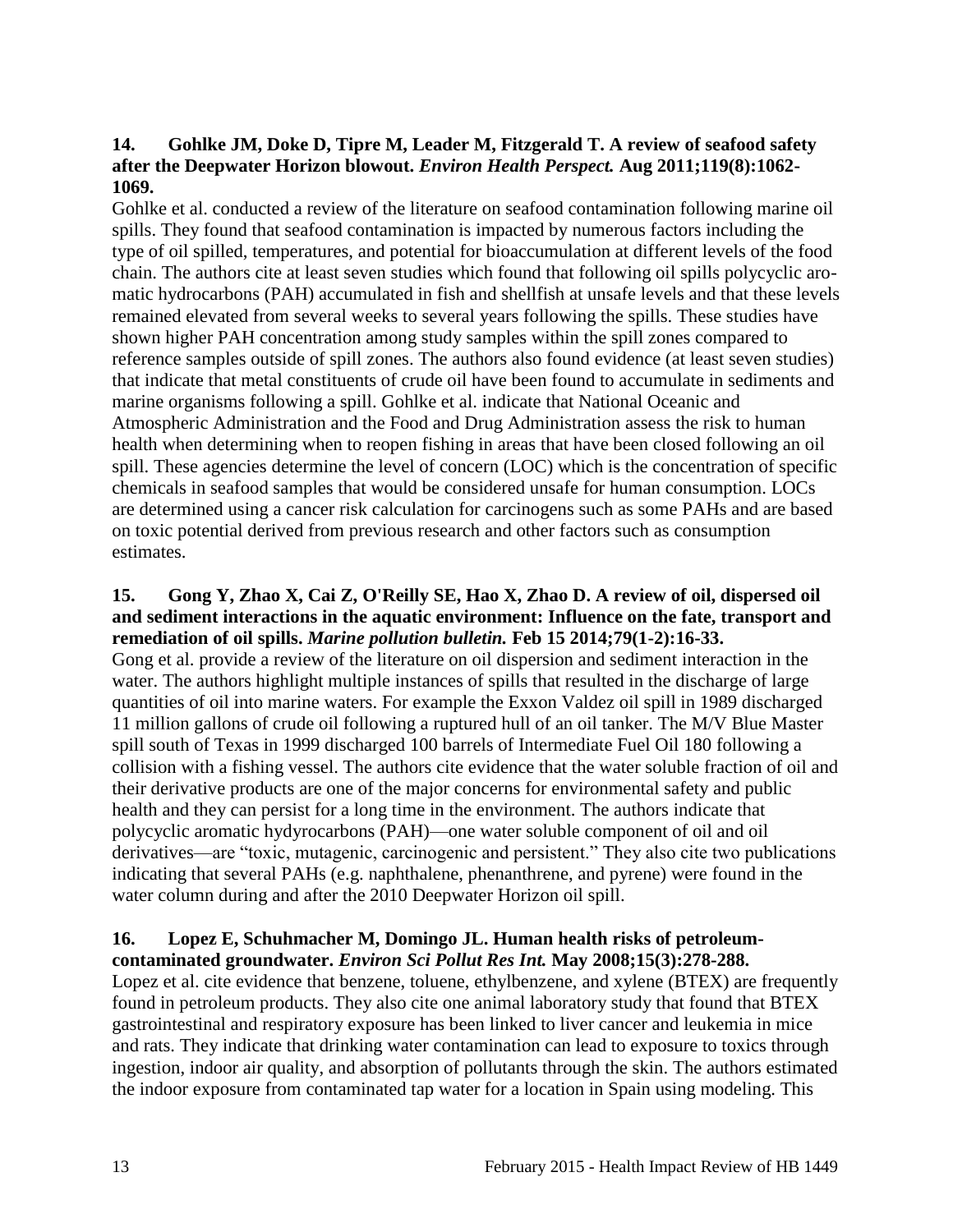**14. Gohlke JM, Doke D, Tipre M, Leader M, Fitzgerald T. A review of seafood safety after the Deepwater Horizon blowout. *Environ Health Perspect.* Aug 2011;119(8):1062-1069.**

Gohlke et al. conducted a review of the literature on seafood contamination following marine oil spills. They found that seafood contamination is impacted by numerous factors including the type of oil spilled, temperatures, and potential for bioaccumulation at different levels of the food chain. The authors cite at least seven studies which found that following oil spills polycyclic aromatic hydrocarbons (PAH) accumulated in fish and shellfish at unsafe levels and that these levels remained elevated from several weeks to several years following the spills. These studies have shown higher PAH concentration among study samples within the spill zones compared to reference samples outside of spill zones. The authors also found evidence (at least seven studies) that indicate that metal constituents of crude oil have been found to accumulate in sediments and marine organisms following a spill. Gohlke et al. indicate that National Oceanic and Atmospheric Administration and the Food and Drug Administration assess the risk to human health when determining when to reopen fishing in areas that have been closed following an oil spill. These agencies determine the level of concern (LOC) which is the concentration of specific chemicals in seafood samples that would be considered unsafe for human consumption. LOCs are determined using a cancer risk calculation for carcinogens such as some PAHs and are based on toxic potential derived from previous research and other factors such as consumption estimates.

**15. Gong Y, Zhao X, Cai Z, O'Reilly SE, Hao X, Zhao D. A review of oil, dispersed oil and sediment interactions in the aquatic environment: Influence on the fate, transport and remediation of oil spills. *Marine pollution bulletin.* Feb 15 2014;79(1-2):16-33.**

Gong et al. provide a review of the literature on oil dispersion and sediment interaction in the water. The authors highlight multiple instances of spills that resulted in the discharge of large quantities of oil into marine waters. For example the Exxon Valdez oil spill in 1989 discharged 11 million gallons of crude oil following a ruptured hull of an oil tanker. The M/V Blue Master spill south of Texas in 1999 discharged 100 barrels of Intermediate Fuel Oil 180 following a collision with a fishing vessel. The authors cite evidence that the water soluble fraction of oil and their derivative products are one of the major concerns for environmental safety and public health and they can persist for a long time in the environment. The authors indicate that polycyclic aromatic hydrocarbons (PAH)—one water soluble component of oil and oil derivatives—are "toxic, mutagenic, carcinogenic and persistent." They also cite two publications indicating that several PAHs (e.g. naphthalene, phenanthrene, and pyrene) were found in the water column during and after the 2010 Deepwater Horizon oil spill.

**16. Lopez E, Schuhmacher M, Domingo JL. Human health risks of petroleum-contaminated groundwater. *Environ Sci Pollut Res Int.* May 2008;15(3):278-288.**

Lopez et al. cite evidence that benzene, toluene, ethylbenzene, and xylene (BTEX) are frequently found in petroleum products. They also cite one animal laboratory study that found that BTEX gastrointestinal and respiratory exposure has been linked to liver cancer and leukemia in mice and rats. They indicate that drinking water contamination can lead to exposure to toxics through ingestion, indoor air quality, and absorption of pollutants through the skin. The authors estimated the indoor exposure from contaminated tap water for a location in Spain using modeling. This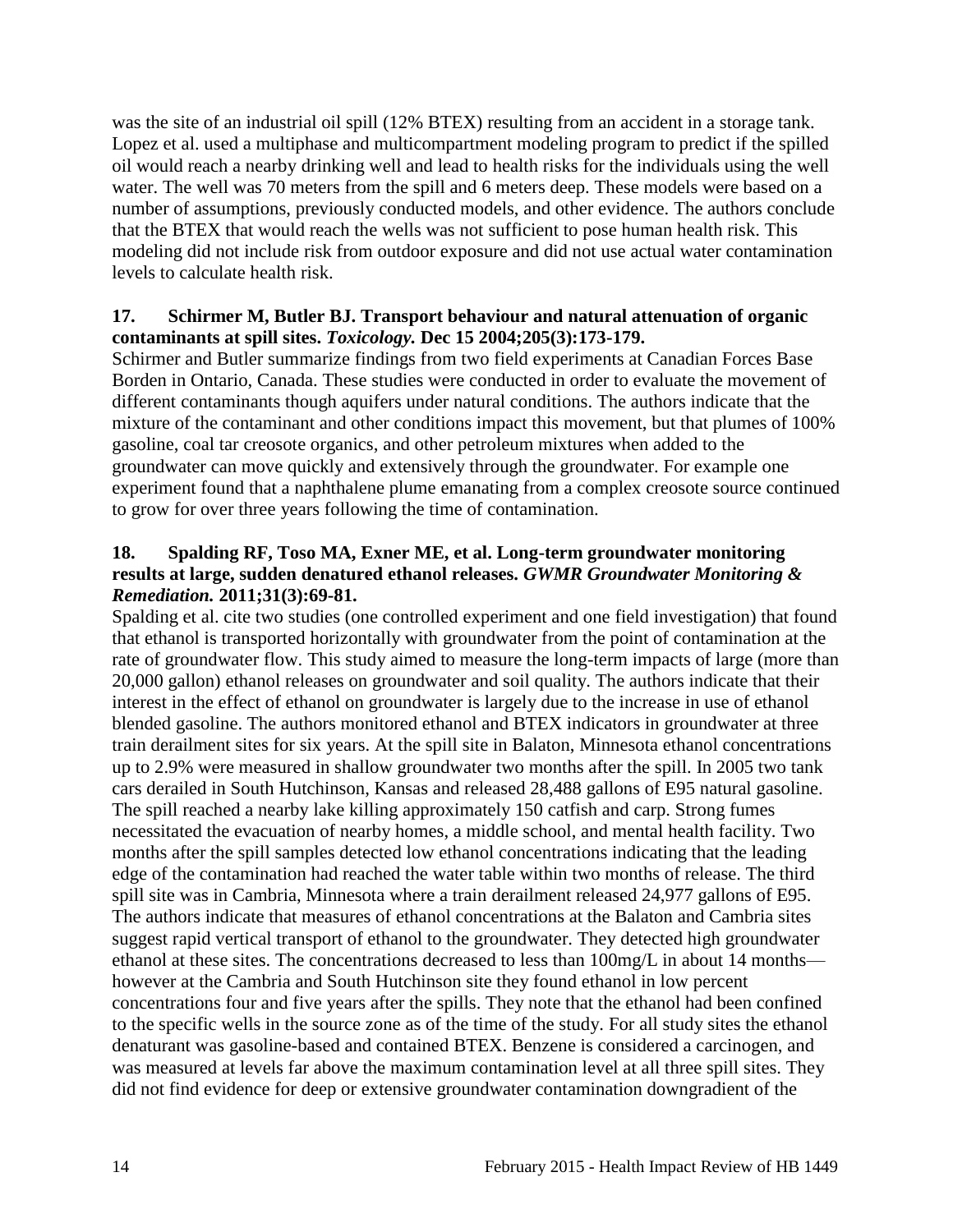was the site of an industrial oil spill (12% BTEX) resulting from an accident in a storage tank. Lopez et al. used a multiphase and multicompartment modeling program to predict if the spilled oil would reach a nearby drinking well and lead to health risks for the individuals using the well water. The well was 70 meters from the spill and 6 meters deep. These models were based on a number of assumptions, previously conducted models, and other evidence. The authors conclude that the BTEX that would reach the wells was not sufficient to pose human health risk. This modeling did not include risk from outdoor exposure and did not use actual water contamination levels to calculate health risk.

**17. Schirmer M, Butler BJ. Transport behaviour and natural attenuation of organic contaminants at spill sites. *Toxicology.* Dec 15 2004;205(3):173-179.**

Schirmer and Butler summarize findings from two field experiments at Canadian Forces Base Borden in Ontario, Canada. These studies were conducted in order to evaluate the movement of different contaminants though aquifers under natural conditions. The authors indicate that the mixture of the contaminant and other conditions impact this movement, but that plumes of 100% gasoline, coal tar creosote organics, and other petroleum mixtures when added to the groundwater can move quickly and extensively through the groundwater. For example one experiment found that a naphthalene plume emanating from a complex creosote source continued to grow for over three years following the time of contamination.

**18. Spalding RF, Toso MA, Exner ME, et al. Long-term groundwater monitoring results at large, sudden denatured ethanol releases. *GWMR Groundwater Monitoring & Remediation.* 2011;31(3):69-81.**

Spalding et al. cite two studies (one controlled experiment and one field investigation) that found that ethanol is transported horizontally with groundwater from the point of contamination at the rate of groundwater flow. This study aimed to measure the long-term impacts of large (more than 20,000 gallon) ethanol releases on groundwater and soil quality. The authors indicate that their interest in the effect of ethanol on groundwater is largely due to the increase in use of ethanol blended gasoline. The authors monitored ethanol and BTEX indicators in groundwater at three train derailment sites for six years. At the spill site in Balaton, Minnesota ethanol concentrations up to 2.9% were measured in shallow groundwater two months after the spill. In 2005 two tank cars derailed in South Hutchinson, Kansas and released 28,488 gallons of E95 natural gasoline. The spill reached a nearby lake killing approximately 150 catfish and carp. Strong fumes necessitated the evacuation of nearby homes, a middle school, and mental health facility. Two months after the spill samples detected low ethanol concentrations indicating that the leading edge of the contamination had reached the water table within two months of release. The third spill site was in Cambria, Minnesota where a train derailment released 24,977 gallons of E95. The authors indicate that measures of ethanol concentrations at the Balaton and Cambria sites suggest rapid vertical transport of ethanol to the groundwater. They detected high groundwater ethanol at these sites. The concentrations decreased to less than 100mg/L in about 14 months—however at the Cambria and South Hutchinson site they found ethanol in low percent concentrations four and five years after the spills. They note that the ethanol had been confined to the specific wells in the source zone as of the time of the study. For all study sites the ethanol denaturant was gasoline-based and contained BTEX. Benzene is considered a carcinogen, and was measured at levels far above the maximum contamination level at all three spill sites. They did not find evidence for deep or extensive groundwater contamination downgradient of the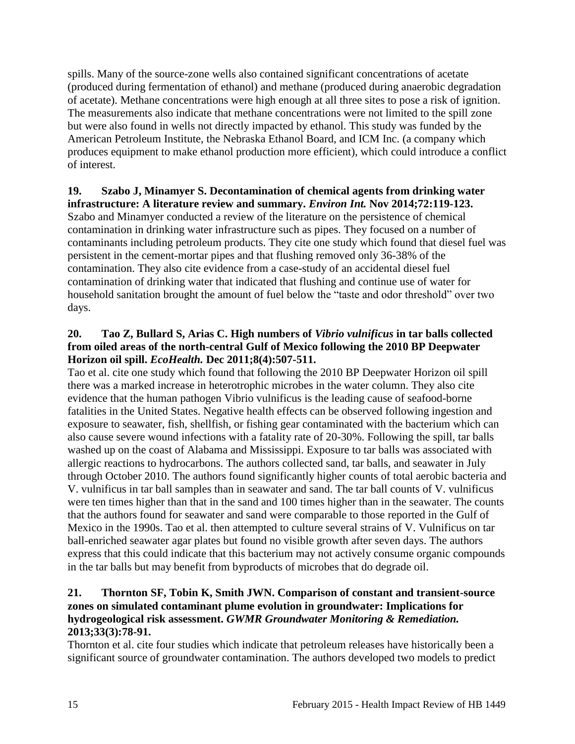spills. Many of the source-zone wells also contained significant concentrations of acetate (produced during fermentation of ethanol) and methane (produced during anaerobic degradation of acetate). Methane concentrations were high enough at all three sites to pose a risk of ignition. The measurements also indicate that methane concentrations were not limited to the spill zone but were also found in wells not directly impacted by ethanol. This study was funded by the American Petroleum Institute, the Nebraska Ethanol Board, and ICM Inc. (a company which produces equipment to make ethanol production more efficient), which could introduce a conflict of interest.

**19. Szabo J, Minamyer S. Decontamination of chemical agents from drinking water infrastructure: A literature review and summary.** ***Environ Int.*** **Nov 2014;72:119-123.**
Szabo and Minamyer conducted a review of the literature on the persistence of chemical contamination in drinking water infrastructure such as pipes. They focused on a number of contaminants including petroleum products. They cite one study which found that diesel fuel was persistent in the cement-mortar pipes and that flushing removed only 36-38% of the contamination. They also cite evidence from a case-study of an accidental diesel fuel contamination of drinking water that indicated that flushing and continue use of water for household sanitation brought the amount of fuel below the "taste and odor threshold" over two days.

**20. Tao Z, Bullard S, Arias C. High numbers of** ***Vibrio vulnificus*** **in tar balls collected from oiled areas of the north-central Gulf of Mexico following the 2010 BP Deepwater Horizon oil spill.** ***EcoHealth.*** **Dec 2011;8(4):507-511.**
Tao et al. cite one study which found that following the 2010 BP Deepwater Horizon oil spill there was a marked increase in heterotrophic microbes in the water column. They also cite evidence that the human pathogen Vibrio vulnificus is the leading cause of seafood-borne fatalities in the United States. Negative health effects can be observed following ingestion and exposure to seawater, fish, shellfish, or fishing gear contaminated with the bacterium which can also cause severe wound infections with a fatality rate of 20-30%. Following the spill, tar balls washed up on the coast of Alabama and Mississippi. Exposure to tar balls was associated with allergic reactions to hydrocarbons. The authors collected sand, tar balls, and seawater in July through October 2010. The authors found significantly higher counts of total aerobic bacteria and V. vulnificus in tar ball samples than in seawater and sand. The tar ball counts of V. vulnificus were ten times higher than that in the sand and 100 times higher than in the seawater. The counts that the authors found for seawater and sand were comparable to those reported in the Gulf of Mexico in the 1990s. Tao et al. then attempted to culture several strains of V. Vulnificus on tar ball-enriched seawater agar plates but found no visible growth after seven days. The authors express that this could indicate that this bacterium may not actively consume organic compounds in the tar balls but may benefit from byproducts of microbes that do degrade oil.

**21. Thornton SF, Tobin K, Smith JWN. Comparison of constant and transient-source zones on simulated contaminant plume evolution in groundwater: Implications for hydrogeological risk assessment.** ***GWMR Groundwater Monitoring & Remediation.*** **2013;33(3):78-91.**
Thornton et al. cite four studies which indicate that petroleum releases have historically been a significant source of groundwater contamination. The authors developed two models to predict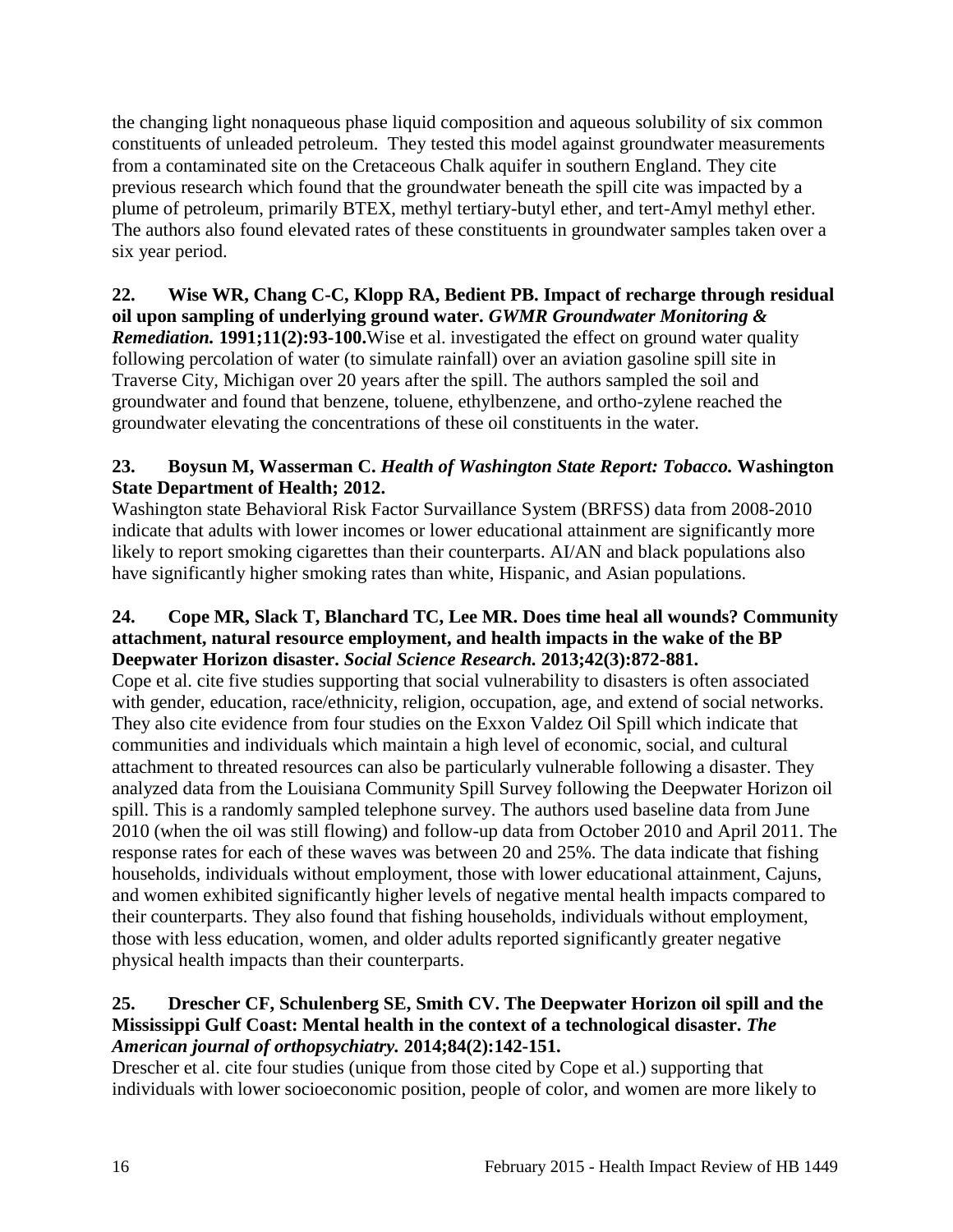the changing light nonaqueous phase liquid composition and aqueous solubility of six common constituents of unleaded petroleum. They tested this model against groundwater measurements from a contaminated site on the Cretaceous Chalk aquifer in southern England. They cite previous research which found that the groundwater beneath the spill cite was impacted by a plume of petroleum, primarily BTEX, methyl tertiary-butyl ether, and tert-Amyl methyl ether. The authors also found elevated rates of these constituents in groundwater samples taken over a six year period.

**22. Wise WR, Chang C-C, Klopp RA, Bedient PB. Impact of recharge through residual oil upon sampling of underlying ground water. *GWMR Groundwater Monitoring & Remediation.* 1991;11(2):93-100.** Wise et al. investigated the effect on ground water quality following percolation of water (to simulate rainfall) over an aviation gasoline spill site in Traverse City, Michigan over 20 years after the spill. The authors sampled the soil and groundwater and found that benzene, toluene, ethylbenzene, and ortho-zylene reached the groundwater elevating the concentrations of these oil constituents in the water.

**23. Boysun M, Wasserman C. *Health of Washington State Report: Tobacco.* Washington State Department of Health; 2012.**

Washington state Behavioral Risk Factor Survaillance System (BRFSS) data from 2008-2010 indicate that adults with lower incomes or lower educational attainment are significantly more likely to report smoking cigarettes than their counterparts. AI/AN and black populations also have significantly higher smoking rates than white, Hispanic, and Asian populations.

**24. Cope MR, Slack T, Blanchard TC, Lee MR. Does time heal all wounds? Community attachment, natural resource employment, and health impacts in the wake of the BP Deepwater Horizon disaster. *Social Science Research.* 2013;42(3):872-881.**

Cope et al. cite five studies supporting that social vulnerability to disasters is often associated with gender, education, race/ethnicity, religion, occupation, age, and extend of social networks. They also cite evidence from four studies on the Exxon Valdez Oil Spill which indicate that communities and individuals which maintain a high level of economic, social, and cultural attachment to threated resources can also be particularly vulnerable following a disaster. They analyzed data from the Louisiana Community Spill Survey following the Deepwater Horizon oil spill. This is a randomly sampled telephone survey. The authors used baseline data from June 2010 (when the oil was still flowing) and follow-up data from October 2010 and April 2011. The response rates for each of these waves was between 20 and 25%. The data indicate that fishing households, individuals without employment, those with lower educational attainment, Cajuns, and women exhibited significantly higher levels of negative mental health impacts compared to their counterparts. They also found that fishing households, individuals without employment, those with less education, women, and older adults reported significantly greater negative physical health impacts than their counterparts.

**25. Drescher CF, Schulenberg SE, Smith CV. The Deepwater Horizon oil spill and the Mississippi Gulf Coast: Mental health in the context of a technological disaster. *The American journal of orthopsychiatry.* 2014;84(2):142-151.**

Drescher et al. cite four studies (unique from those cited by Cope et al.) supporting that individuals with lower socioeconomic position, people of color, and women are more likely to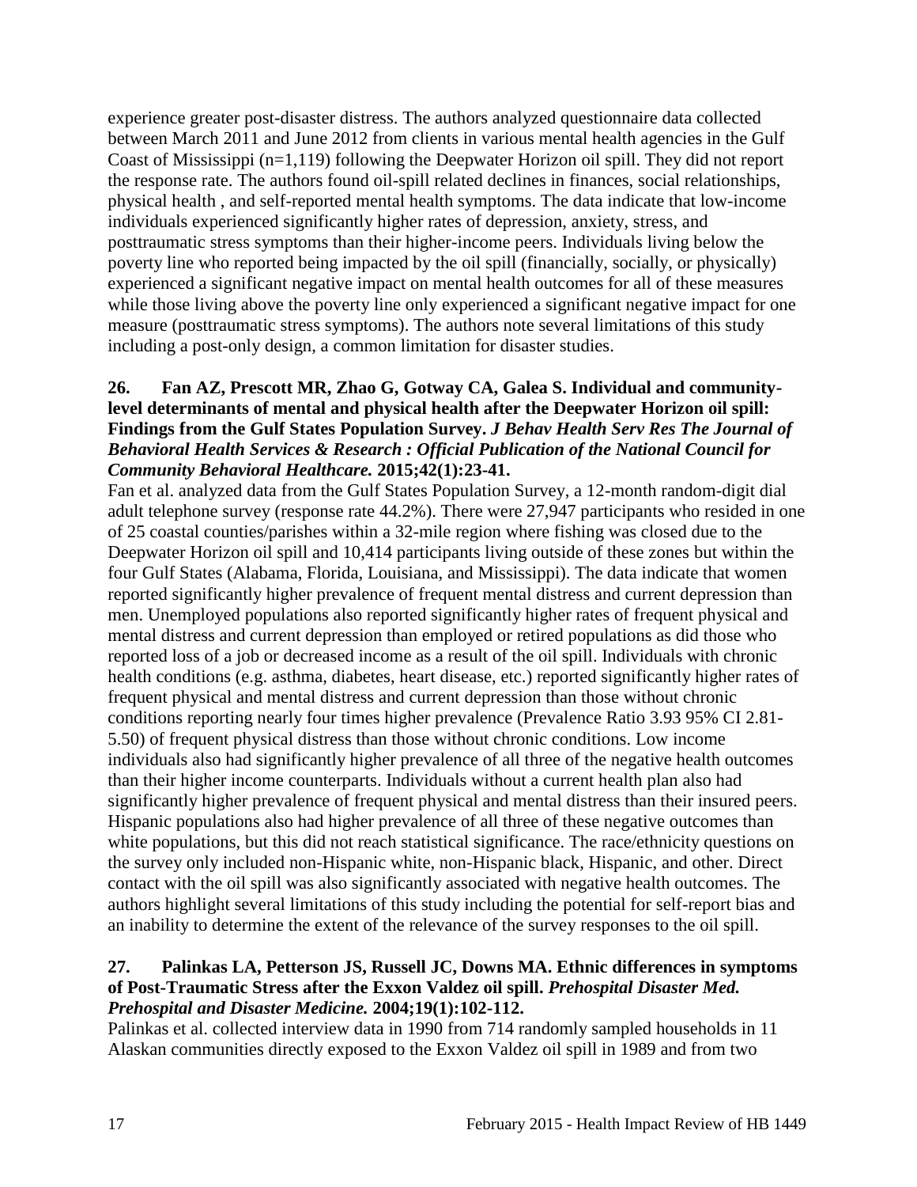experience greater post-disaster distress. The authors analyzed questionnaire data collected between March 2011 and June 2012 from clients in various mental health agencies in the Gulf Coast of Mississippi (n=1,119) following the Deepwater Horizon oil spill. They did not report the response rate. The authors found oil-spill related declines in finances, social relationships, physical health , and self-reported mental health symptoms. The data indicate that low-income individuals experienced significantly higher rates of depression, anxiety, stress, and posttraumatic stress symptoms than their higher-income peers. Individuals living below the poverty line who reported being impacted by the oil spill (financially, socially, or physically) experienced a significant negative impact on mental health outcomes for all of these measures while those living above the poverty line only experienced a significant negative impact for one measure (posttraumatic stress symptoms). The authors note several limitations of this study including a post-only design, a common limitation for disaster studies.

**26. Fan AZ, Prescott MR, Zhao G, Gotway CA, Galea S. Individual and community-level determinants of mental and physical health after the Deepwater Horizon oil spill: Findings from the Gulf States Population Survey.** ***J Behav Health Serv Res The Journal of Behavioral Health Services & Research : Official Publication of the National Council for Community Behavioral Healthcare.*** **2015;42(1):23-41.**

Fan et al. analyzed data from the Gulf States Population Survey, a 12-month random-digit dial adult telephone survey (response rate 44.2%). There were 27,947 participants who resided in one of 25 coastal counties/parishes within a 32-mile region where fishing was closed due to the Deepwater Horizon oil spill and 10,414 participants living outside of these zones but within the four Gulf States (Alabama, Florida, Louisiana, and Mississippi). The data indicate that women reported significantly higher prevalence of frequent mental distress and current depression than men. Unemployed populations also reported significantly higher rates of frequent physical and mental distress and current depression than employed or retired populations as did those who reported loss of a job or decreased income as a result of the oil spill. Individuals with chronic health conditions (e.g. asthma, diabetes, heart disease, etc.) reported significantly higher rates of frequent physical and mental distress and current depression than those without chronic conditions reporting nearly four times higher prevalence (Prevalence Ratio 3.93 95% CI 2.81-5.50) of frequent physical distress than those without chronic conditions. Low income individuals also had significantly higher prevalence of all three of the negative health outcomes than their higher income counterparts. Individuals without a current health plan also had significantly higher prevalence of frequent physical and mental distress than their insured peers. Hispanic populations also had higher prevalence of all three of these negative outcomes than white populations, but this did not reach statistical significance. The race/ethnicity questions on the survey only included non-Hispanic white, non-Hispanic black, Hispanic, and other. Direct contact with the oil spill was also significantly associated with negative health outcomes. The authors highlight several limitations of this study including the potential for self-report bias and an inability to determine the extent of the relevance of the survey responses to the oil spill.

**27. Palinkas LA, Petterson JS, Russell JC, Downs MA. Ethnic differences in symptoms of Post-Traumatic Stress after the Exxon Valdez oil spill.** ***Prehospital Disaster Med. Prehospital and Disaster Medicine.*** **2004;19(1):102-112.**

Palinkas et al. collected interview data in 1990 from 714 randomly sampled households in 11 Alaskan communities directly exposed to the Exxon Valdez oil spill in 1989 and from two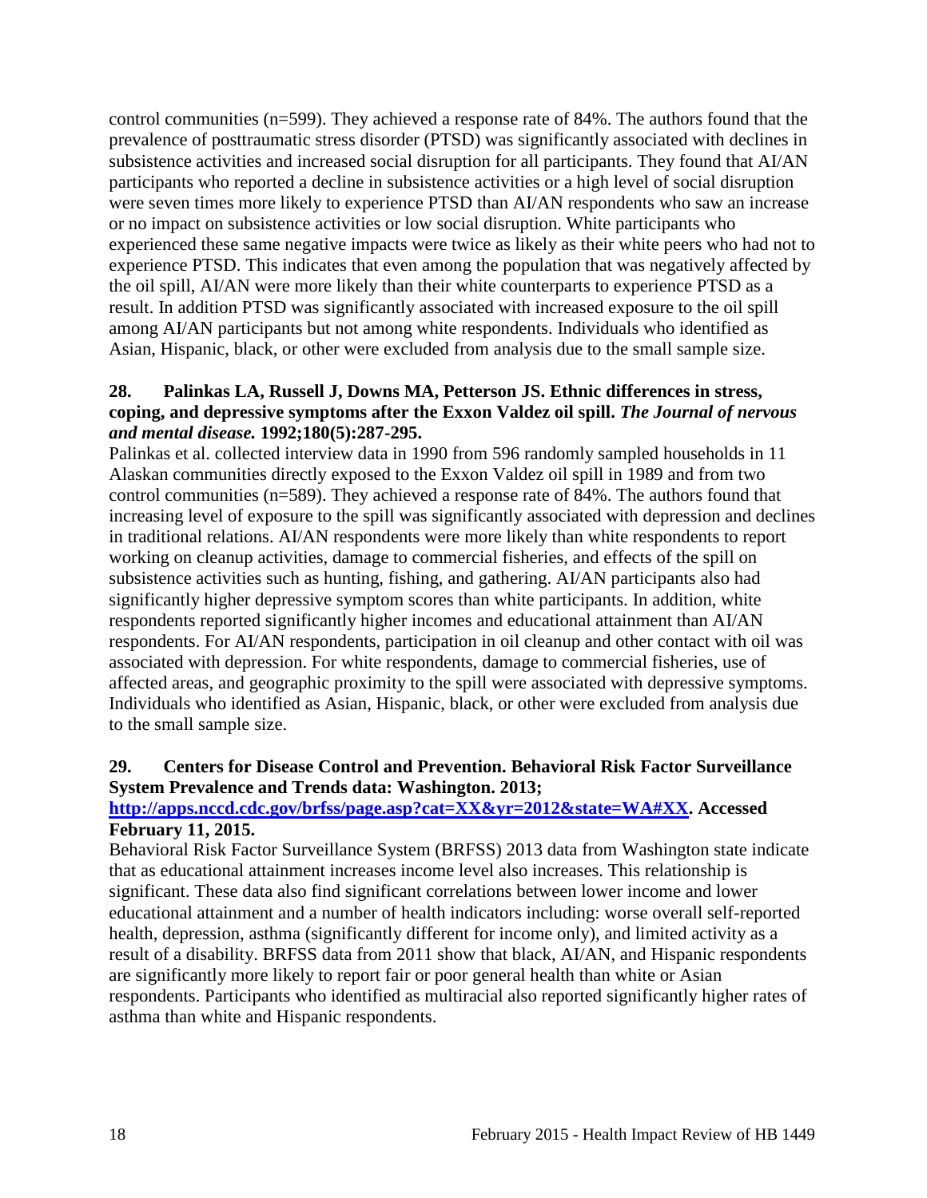control communities (n=599). They achieved a response rate of 84%. The authors found that the prevalence of posttraumatic stress disorder (PTSD) was significantly associated with declines in subsistence activities and increased social disruption for all participants. They found that AI/AN participants who reported a decline in subsistence activities or a high level of social disruption were seven times more likely to experience PTSD than AI/AN respondents who saw an increase or no impact on subsistence activities or low social disruption. White participants who experienced these same negative impacts were twice as likely as their white peers who had not to experience PTSD. This indicates that even among the population that was negatively affected by the oil spill, AI/AN were more likely than their white counterparts to experience PTSD as a result. In addition PTSD was significantly associated with increased exposure to the oil spill among AI/AN participants but not among white respondents. Individuals who identified as Asian, Hispanic, black, or other were excluded from analysis due to the small sample size.

**28. Palinkas LA, Russell J, Downs MA, Petterson JS. Ethnic differences in stress, coping, and depressive symptoms after the Exxon Valdez oil spill. *The Journal of nervous and mental disease.* 1992;180(5):287-295.**

Palinkas et al. collected interview data in 1990 from 596 randomly sampled households in 11 Alaskan communities directly exposed to the Exxon Valdez oil spill in 1989 and from two control communities (n=589). They achieved a response rate of 84%. The authors found that increasing level of exposure to the spill was significantly associated with depression and declines in traditional relations. AI/AN respondents were more likely than white respondents to report working on cleanup activities, damage to commercial fisheries, and effects of the spill on subsistence activities such as hunting, fishing, and gathering. AI/AN participants also had significantly higher depressive symptom scores than white participants. In addition, white respondents reported significantly higher incomes and educational attainment than AI/AN respondents. For AI/AN respondents, participation in oil cleanup and other contact with oil was associated with depression. For white respondents, damage to commercial fisheries, use of affected areas, and geographic proximity to the spill were associated with depressive symptoms. Individuals who identified as Asian, Hispanic, black, or other were excluded from analysis due to the small sample size.

**29. Centers for Disease Control and Prevention. Behavioral Risk Factor Surveillance System Prevalence and Trends data: Washington. 2013; [http://apps.nccd.cdc.gov/brfss/page.asp?cat=XX&yr=2012&state=WA#XX](http://apps.nccd.cdc.gov/brfss/page.asp?cat=XX&yr=2012&state=WA#XX). Accessed February 11, 2015.**

Behavioral Risk Factor Surveillance System (BRFSS) 2013 data from Washington state indicate that as educational attainment increases income level also increases. This relationship is significant. These data also find significant correlations between lower income and lower educational attainment and a number of health indicators including: worse overall self-reported health, depression, asthma (significantly different for income only), and limited activity as a result of a disability. BRFSS data from 2011 show that black, AI/AN, and Hispanic respondents are significantly more likely to report fair or poor general health than white or Asian respondents. Participants who identified as multiracial also reported significantly higher rates of asthma than white and Hispanic respondents.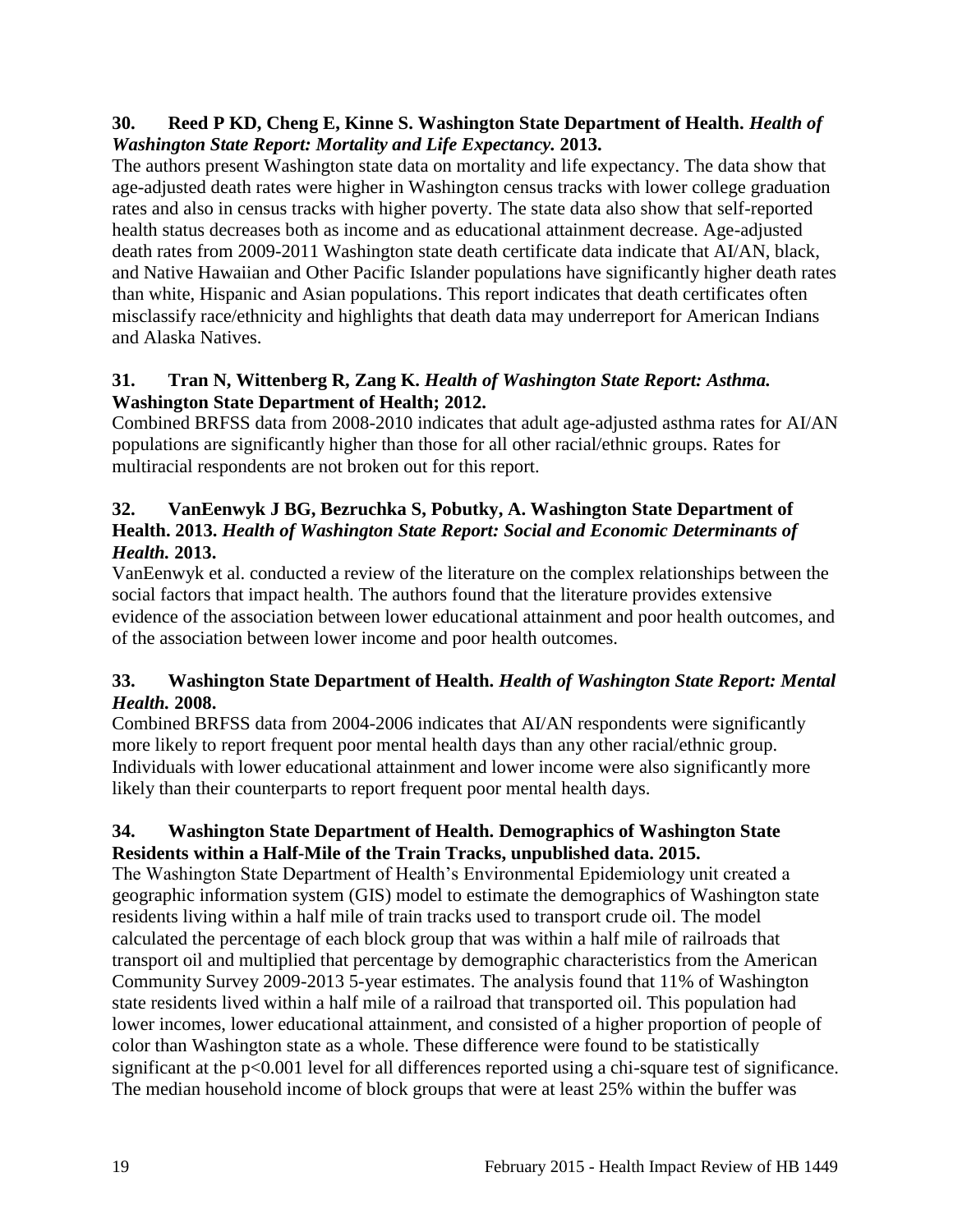**30. Reed P KD, Cheng E, Kinne S. Washington State Department of Health.** ***Health of Washington State Report: Mortality and Life Expectancy.*** **2013.**

The authors present Washington state data on mortality and life expectancy. The data show that age-adjusted death rates were higher in Washington census tracks with lower college graduation rates and also in census tracks with higher poverty. The state data also show that self-reported health status decreases both as income and as educational attainment decrease. Age-adjusted death rates from 2009-2011 Washington state death certificate data indicate that AI/AN, black, and Native Hawaiian and Other Pacific Islander populations have significantly higher death rates than white, Hispanic and Asian populations. This report indicates that death certificates often misclassify race/ethnicity and highlights that death data may underreport for American Indians and Alaska Natives.

**31. Tran N, Wittenberg R, Zang K.** ***Health of Washington State Report: Asthma.*** **Washington State Department of Health; 2012.**

Combined BRFSS data from 2008-2010 indicates that adult age-adjusted asthma rates for AI/AN populations are significantly higher than those for all other racial/ethnic groups. Rates for multiracial respondents are not broken out for this report.

**32. VanEenwyk J BG, Bezruchka S, Pobutky, A. Washington State Department of Health. 2013.** ***Health of Washington State Report: Social and Economic Determinants of Health.*** **2013.**

VanEenwyk et al. conducted a review of the literature on the complex relationships between the social factors that impact health. The authors found that the literature provides extensive evidence of the association between lower educational attainment and poor health outcomes, and of the association between lower income and poor health outcomes.

**33. Washington State Department of Health.** ***Health of Washington State Report: Mental Health.*** **2008.**

Combined BRFSS data from 2004-2006 indicates that AI/AN respondents were significantly more likely to report frequent poor mental health days than any other racial/ethnic group. Individuals with lower educational attainment and lower income were also significantly more likely than their counterparts to report frequent poor mental health days.

**34. Washington State Department of Health. Demographics of Washington State Residents within a Half-Mile of the Train Tracks, unpublished data. 2015.**

The Washington State Department of Health's Environmental Epidemiology unit created a geographic information system (GIS) model to estimate the demographics of Washington state residents living within a half mile of train tracks used to transport crude oil. The model calculated the percentage of each block group that was within a half mile of railroads that transport oil and multiplied that percentage by demographic characteristics from the American Community Survey 2009-2013 5-year estimates. The analysis found that 11% of Washington state residents lived within a half mile of a railroad that transported oil. This population had lower incomes, lower educational attainment, and consisted of a higher proportion of people of color than Washington state as a whole. These difference were found to be statistically significant at the $p<0.001$ level for all differences reported using a chi-square test of significance. The median household income of block groups that were at least 25% within the buffer was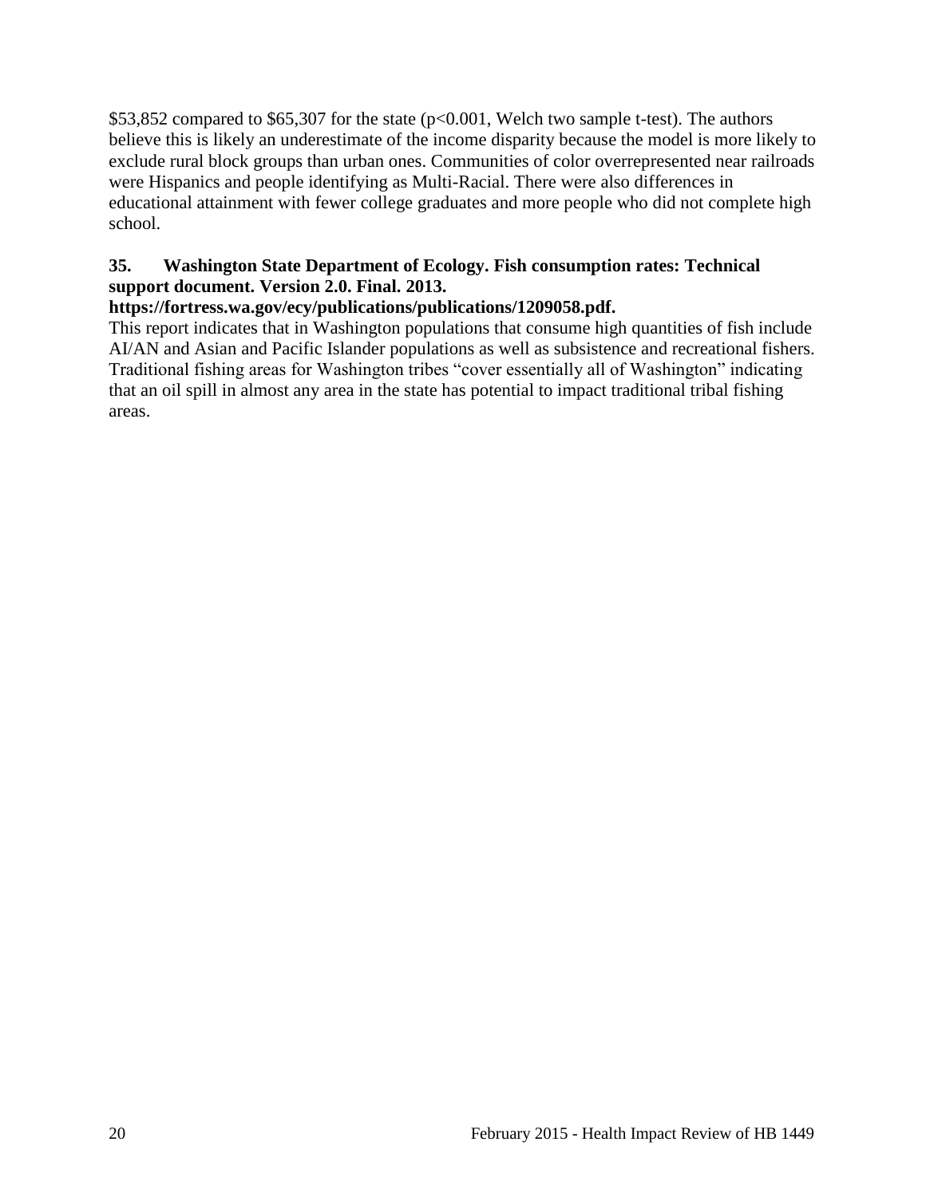\$53,852 compared to \$65,307 for the state ($p<0.001$, Welch two sample t-test). The authors believe this is likely an underestimate of the income disparity because the model is more likely to exclude rural block groups than urban ones. Communities of color overrepresented near railroads were Hispanics and people identifying as Multi-Racial. There were also differences in educational attainment with fewer college graduates and more people who did not complete high school.

**35. Washington State Department of Ecology. Fish consumption rates: Technical support document. Version 2.0. Final. 2013. https://fortress.wa.gov/ecy/publications/publications/1209058.pdf.**

This report indicates that in Washington populations that consume high quantities of fish include AI/AN and Asian and Pacific Islander populations as well as subsistence and recreational fishers. Traditional fishing areas for Washington tribes "cover essentially all of Washington" indicating that an oil spill in almost any area in the state has potential to impact traditional tribal fishing areas.